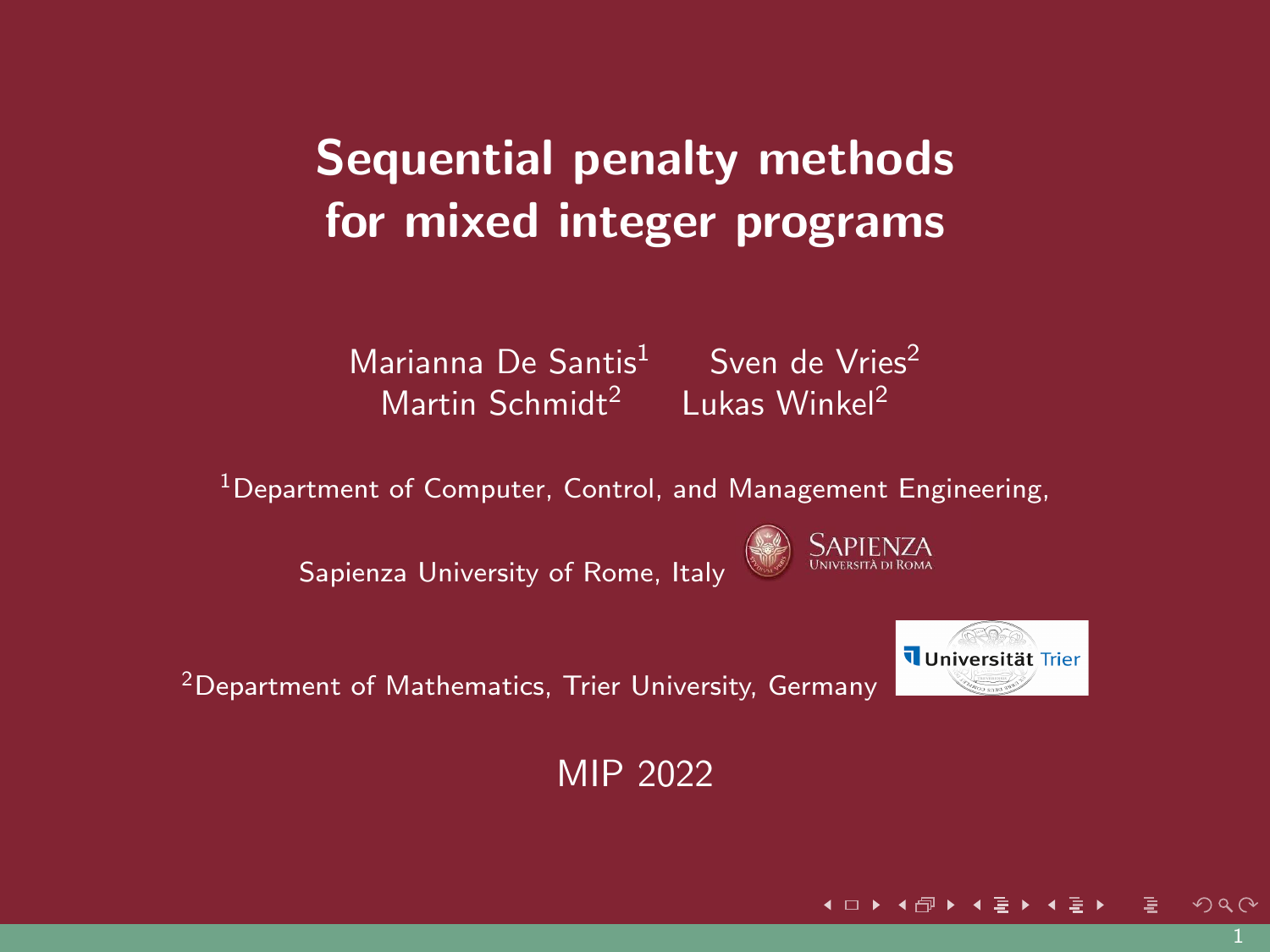# Sequential penalty methods for mixed integer programs

Marianna De Santis[1] Sven de Vries[2]
Martin Schmidt[2] Lukas Winkel[2]

[1]Department of Computer, Control, and Management Engineering,

Sapienza University of Rome, Italy

[2]Department of Mathematics, Trier University, Germany

MIP 2022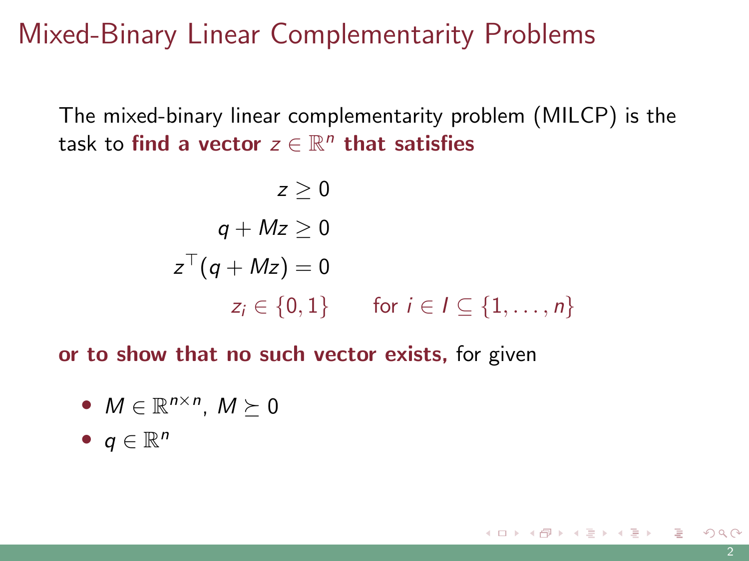# Mixed-Binary Linear Complementarity Problems

The mixed-binary linear complementarity problem (MILCP) is the task to **find a vector $z \in \mathbb{R}^n$ that satisfies**

$$
\begin{aligned}
z &\geq 0 \\
q + Mz &\geq 0 \\
z^\top (q + Mz) &= 0 \\
z_i &\in \{0, 1\} \qquad \text{for } i \in I \subseteq \{1, \ldots, n\}
\end{aligned}
$$

**or to show that no such vector exists,** for given

- $M \in \mathbb{R}^{n \times n}$, $M \succeq 0$
- $q \in \mathbb{R}^n$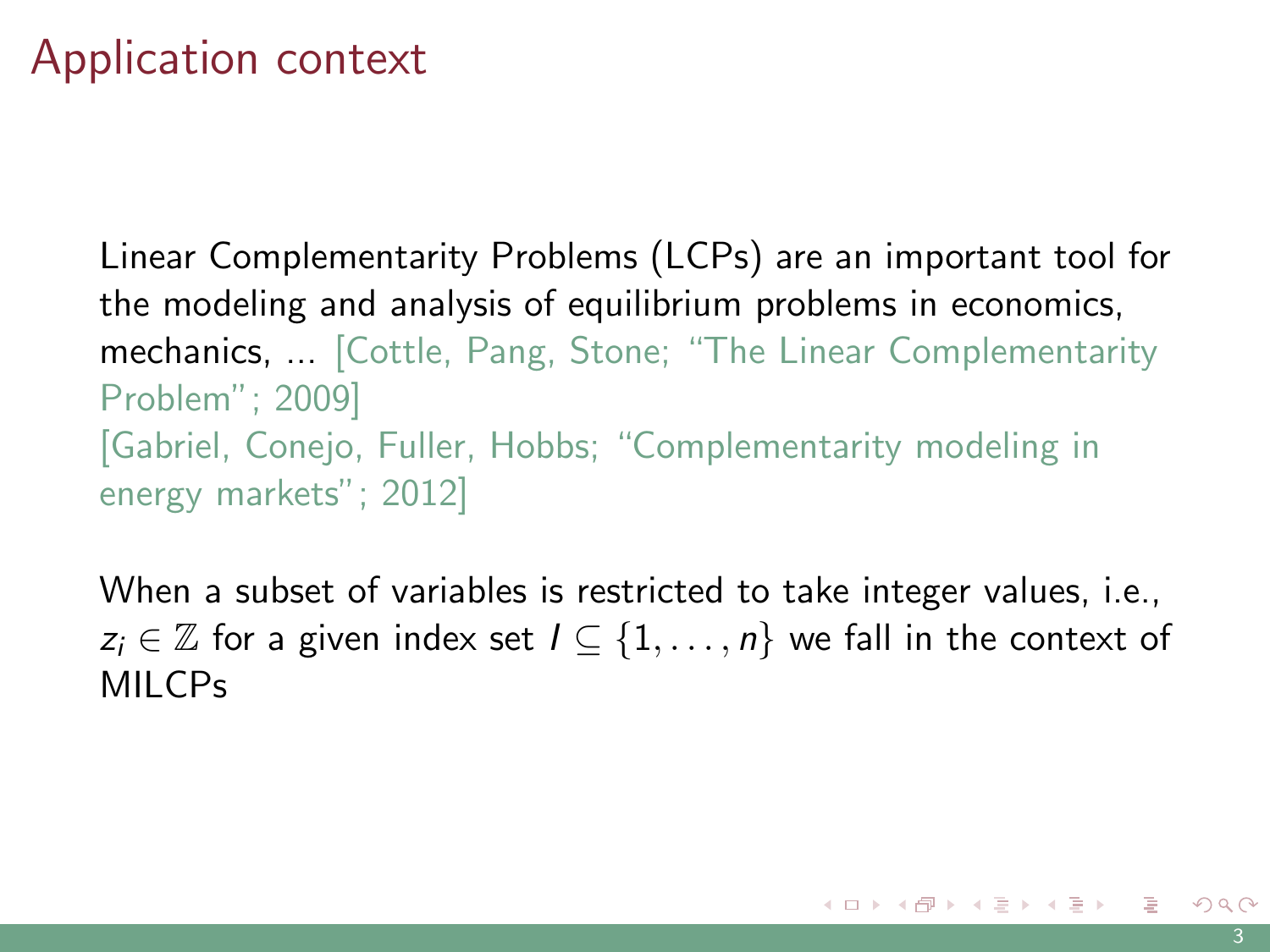# Application context

Linear Complementarity Problems (LCPs) are an important tool for the modeling and analysis of equilibrium problems in economics, mechanics, ... [Cottle, Pang, Stone; "The Linear Complementarity Problem"; 2009]
[Gabriel, Conejo, Fuller, Hobbs; "Complementarity modeling in energy markets"; 2012]

When a subset of variables is restricted to take integer values, i.e., $z_i \in \mathbb{Z}$ for a given index set $I \subseteq \{1, \ldots, n\}$ we fall in the context of MILCPs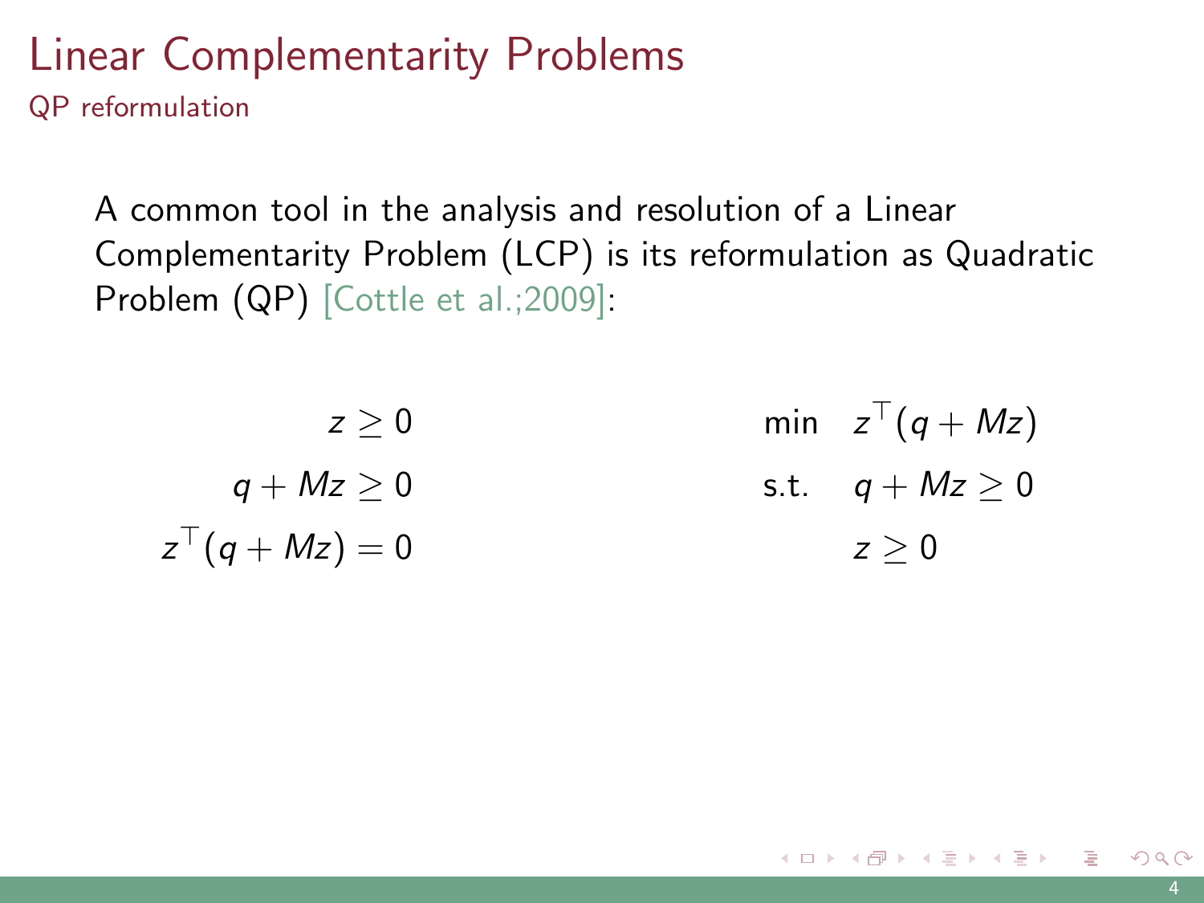# Linear Complementarity Problems

## QP reformulation

A common tool in the analysis and resolution of a Linear Complementarity Problem (LCP) is its reformulation as Quadratic Problem (QP) [Cottle et al.;2009]:

$$
\begin{aligned}
z &\geq 0 \\
q + Mz &\geq 0 \\
z^\top (q + Mz) &= 0
\end{aligned}
$$

$$
\begin{aligned}
\min \quad & z^\top (q + Mz) \\
\text{s.t.} \quad & q + Mz \geq 0 \\
& z \geq 0
\end{aligned}
$$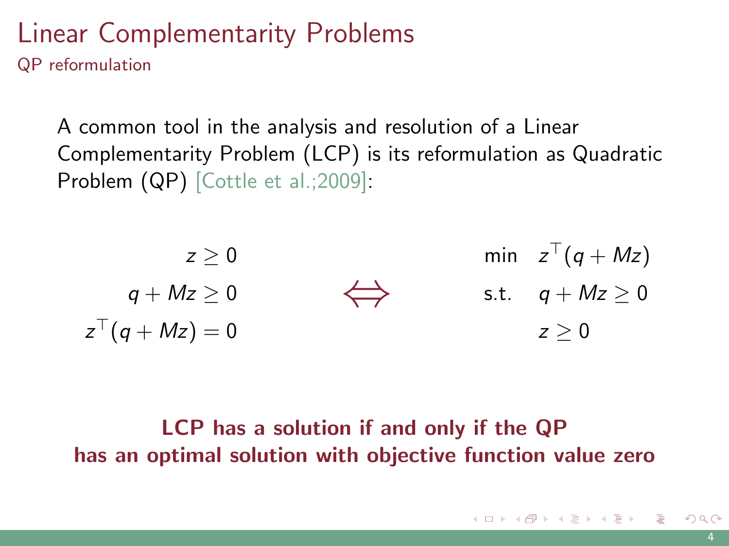# Linear Complementarity Problems

## QP reformulation

A common tool in the analysis and resolution of a Linear Complementarity Problem (LCP) is its reformulation as Quadratic Problem (QP) [Cottle et al.;2009]:

$$
\begin{aligned}
z &\geq 0 \\
q + Mz &\geq 0 \\
z^\top (q + Mz) &= 0
\end{aligned}
\quad \Longleftrightarrow \quad
\begin{aligned}
\min \quad & z^\top (q + Mz) \\
\text{s.t.} \quad & q + Mz \geq 0 \\
& z \geq 0
\end{aligned}
$$

**LCP has a solution if and only if the QP has an optimal solution with objective function value zero**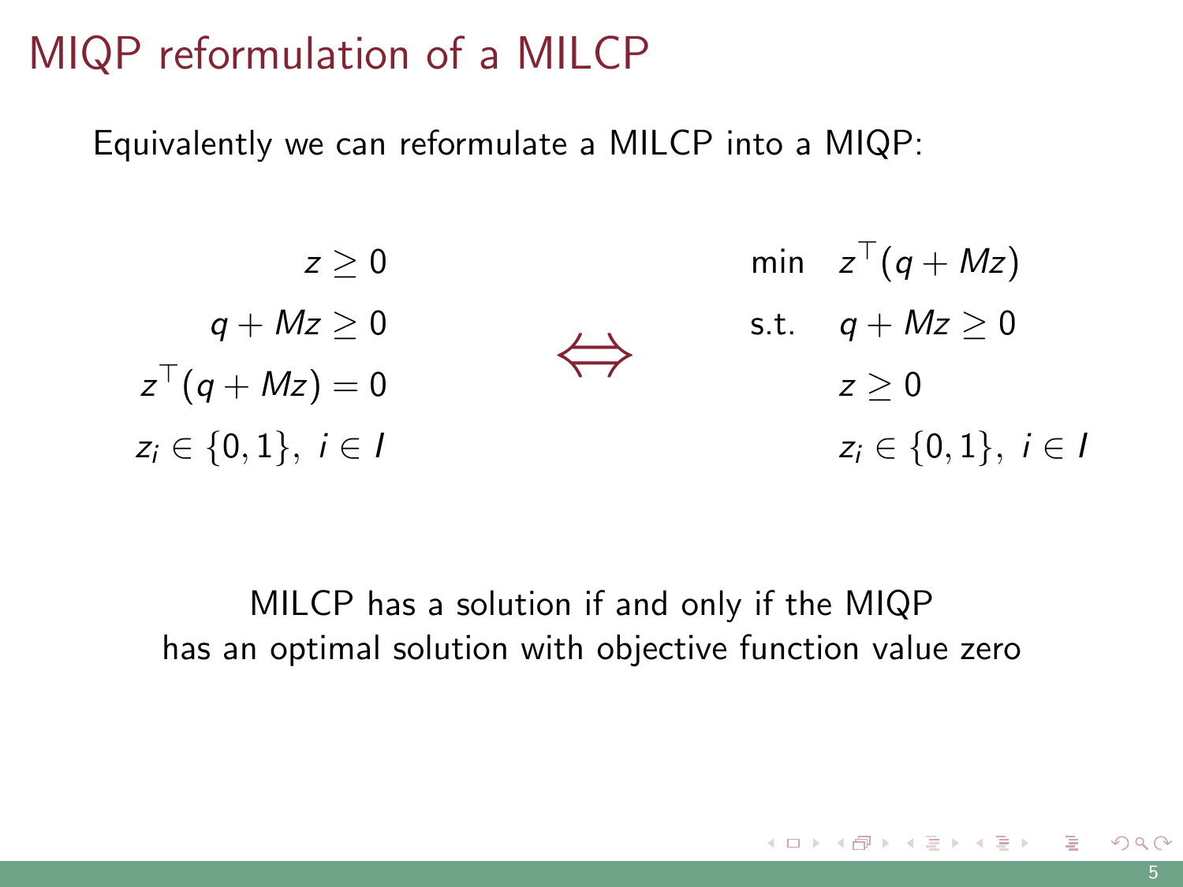# MIQP reformulation of a MILCP

Equivalently we can reformulate a MILCP into a MIQP:

$$
\begin{aligned}
z &\geq 0 \\
q + Mz &\geq 0 \\
z^\top (q + Mz) &= 0 \\
z_i \in \{0, 1\},\ & i \in I
\end{aligned}
\quad \Longleftrightarrow \quad
\begin{aligned}
\min \quad & z^\top (q + Mz) \\
\text{s.t.} \quad & q + Mz \geq 0 \\
& z \geq 0 \\
& z_i \in \{0, 1\},\ i \in I
\end{aligned}
$$

MILCP has a solution if and only if the MIQP has an optimal solution with objective function value zero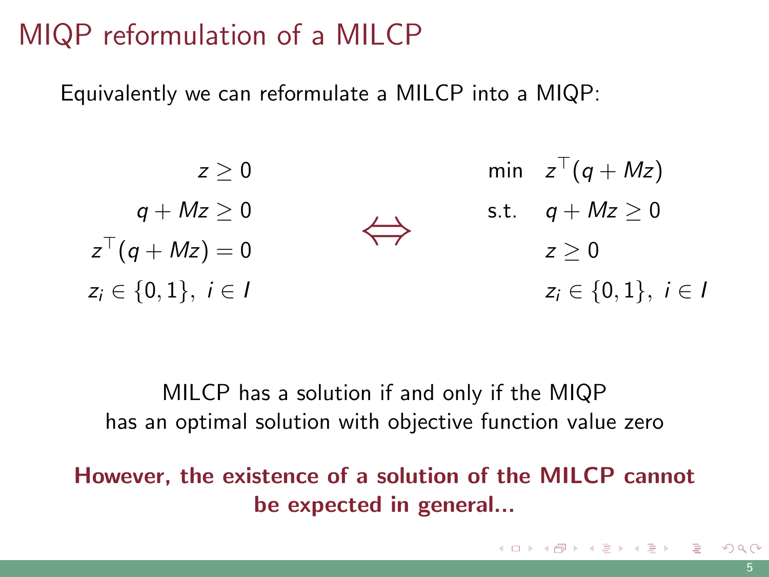# MIQP reformulation of a MILCP

Equivalently we can reformulate a MILCP into a MIQP:

$$
\begin{aligned}
z &\geq 0 \\
q + Mz &\geq 0 \\
z^\top (q + Mz) &= 0 \\
z_i \in \{0,1\},\ & i \in I
\end{aligned}
\quad \Longleftrightarrow \quad
\begin{aligned}
\min \quad & z^\top (q + Mz) \\
\text{s.t.} \quad & q + Mz \geq 0 \\
& z \geq 0 \\
& z_i \in \{0,1\},\ i \in I
\end{aligned}
$$

MILCP has a solution if and only if the MIQP has an optimal solution with objective function value zero

**However, the existence of a solution of the MILCP cannot be expected in general...**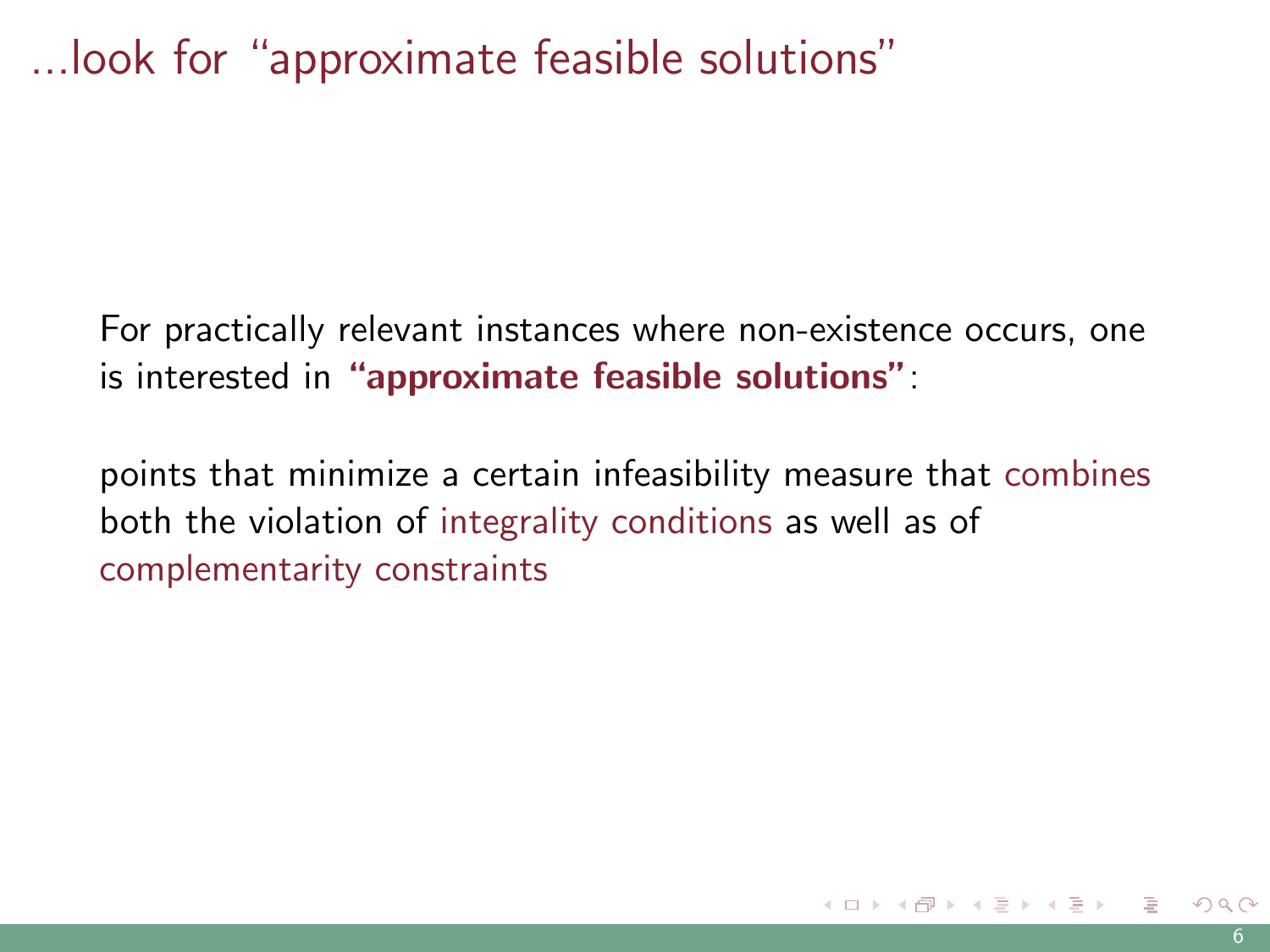# ...look for "approximate feasible solutions"

For practically relevant instances where non-existence occurs, one is interested in **"approximate feasible solutions"**:

points that minimize a certain infeasibility measure that combines both the violation of integrality conditions as well as of complementarity constraints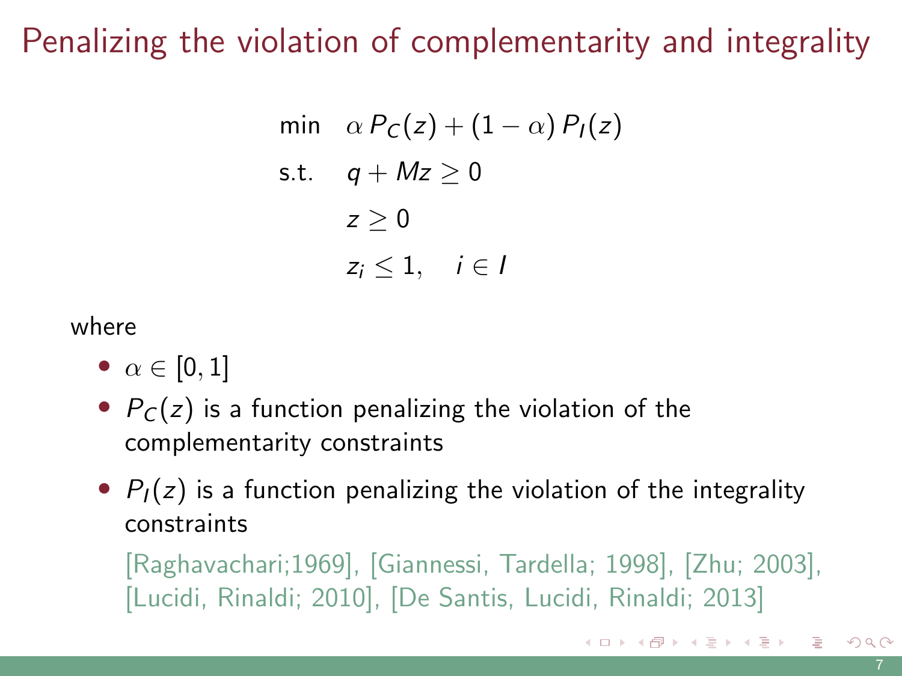# Penalizing the violation of complementarity and integrality

$$
\begin{aligned}
\min \quad & \alpha\, P_C(z) + (1-\alpha)\, P_I(z) \\
\text{s.t.} \quad & q + Mz \geq 0 \\
& z \geq 0 \\
& z_i \leq 1, \quad i \in I
\end{aligned}
$$

where

- $\alpha \in [0, 1]$
- $P_C(z)$ is a function penalizing the violation of the complementarity constraints
- $P_I(z)$ is a function penalizing the violation of the integrality constraints

  [Raghavachari;1969], [Giannessi, Tardella; 1998], [Zhu; 2003], [Lucidi, Rinaldi; 2010], [De Santis, Lucidi, Rinaldi; 2013]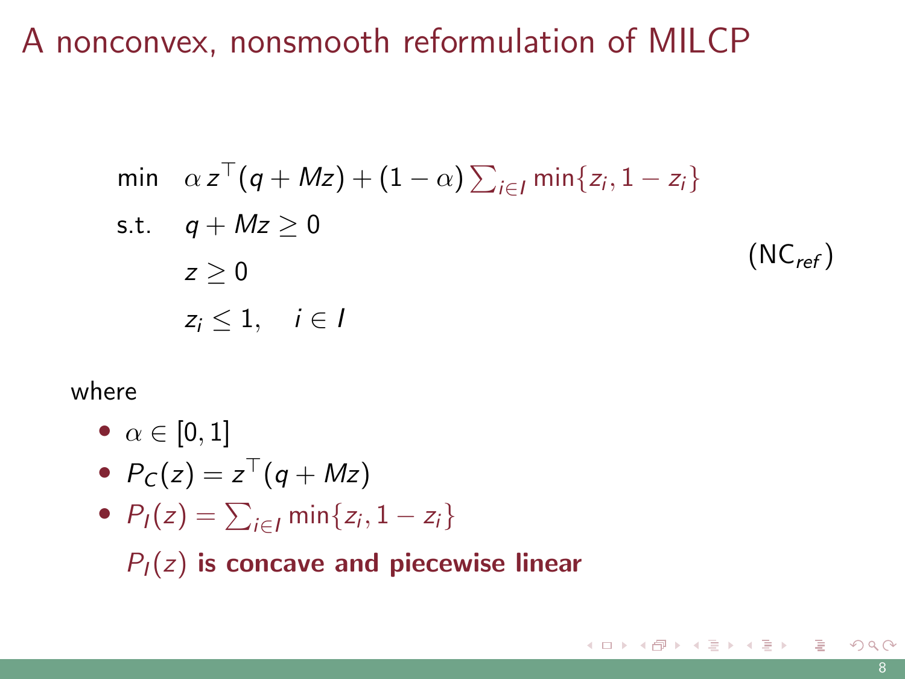# A nonconvex, nonsmooth reformulation of MILCP

$$
\begin{aligned}
\min \quad & \alpha\, z^\top (q + Mz) + (1-\alpha) \textstyle\sum_{i \in I} \min\{z_i, 1 - z_i\} \\
\text{s.t.} \quad & q + Mz \geq 0 \\
& z \geq 0 \\
& z_i \leq 1, \quad i \in I
\end{aligned}
\qquad (\text{NC}_{ref})
$$

where

- $\alpha \in [0, 1]$
- $P_C(z) = z^\top (q + Mz)$
- $P_I(z) = \sum_{i \in I} \min\{z_i, 1 - z_i\}$

  $P_I(z)$ **is concave and piecewise linear**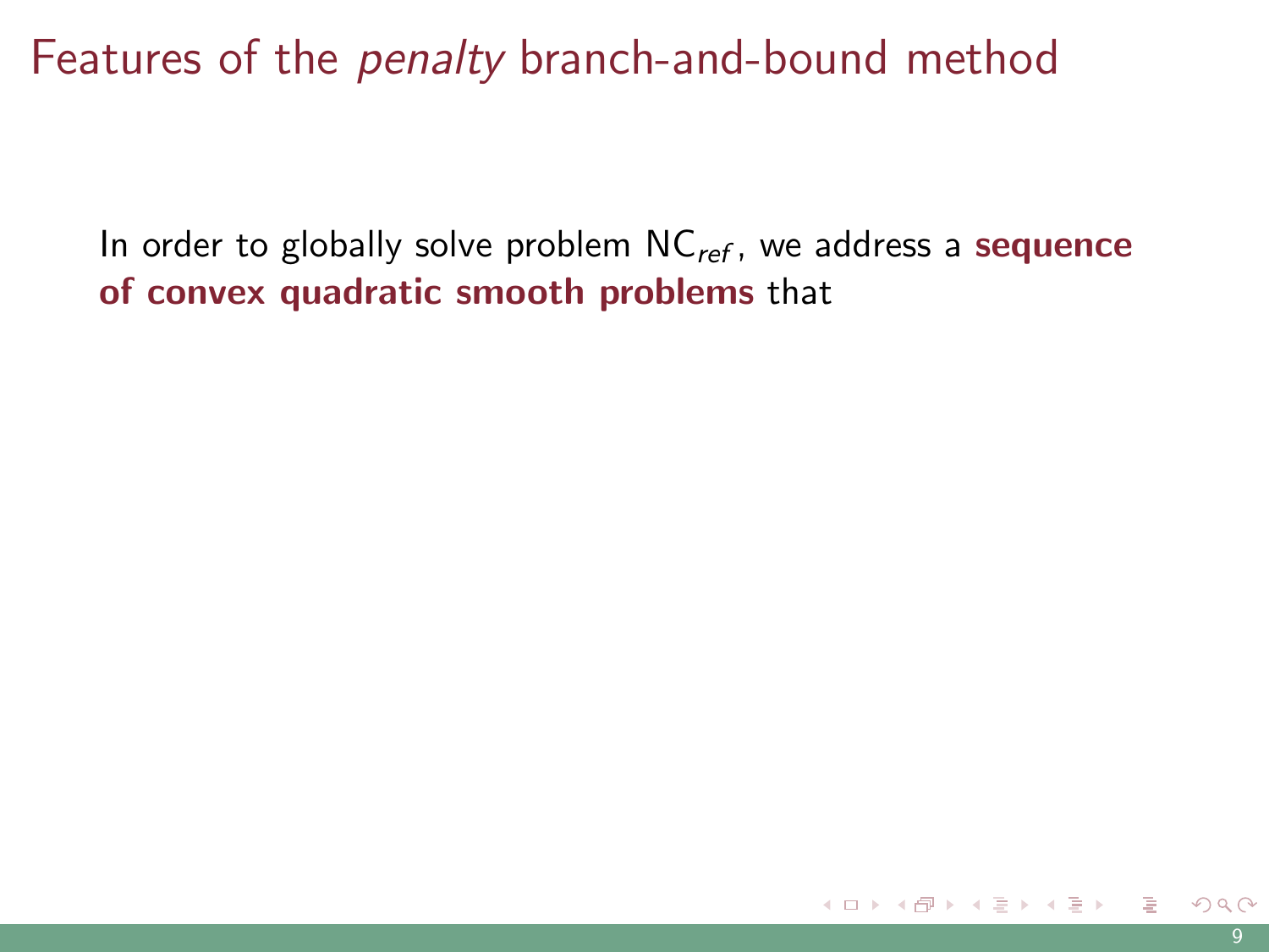# Features of the *penalty* branch-and-bound method

In order to globally solve problem $\text{NC}_{ref}$, we address a **sequence of convex quadratic smooth problems** that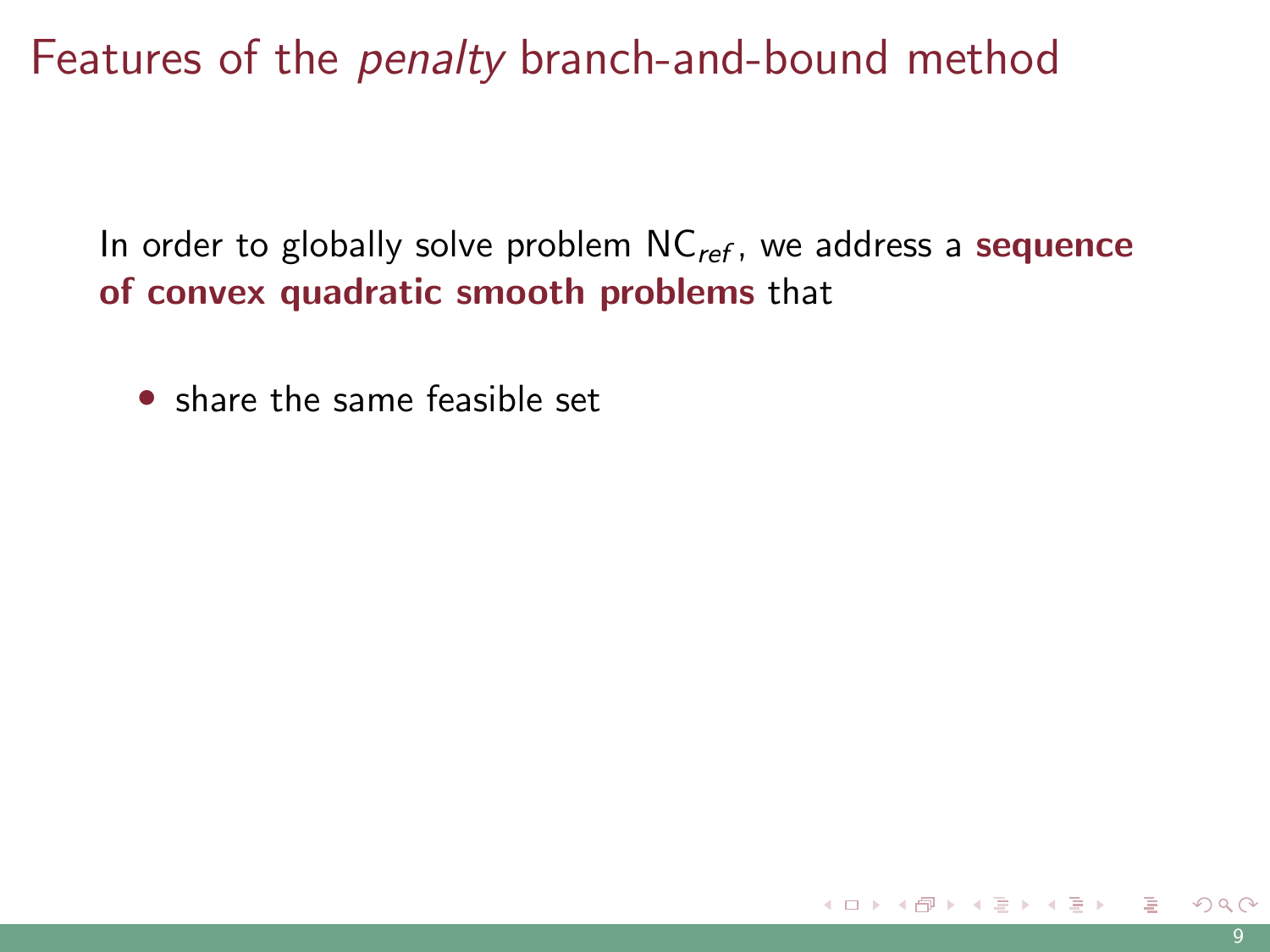# Features of the *penalty* branch-and-bound method

In order to globally solve problem $NC_{ref}$, we address a **sequence of convex quadratic smooth problems** that

- share the same feasible set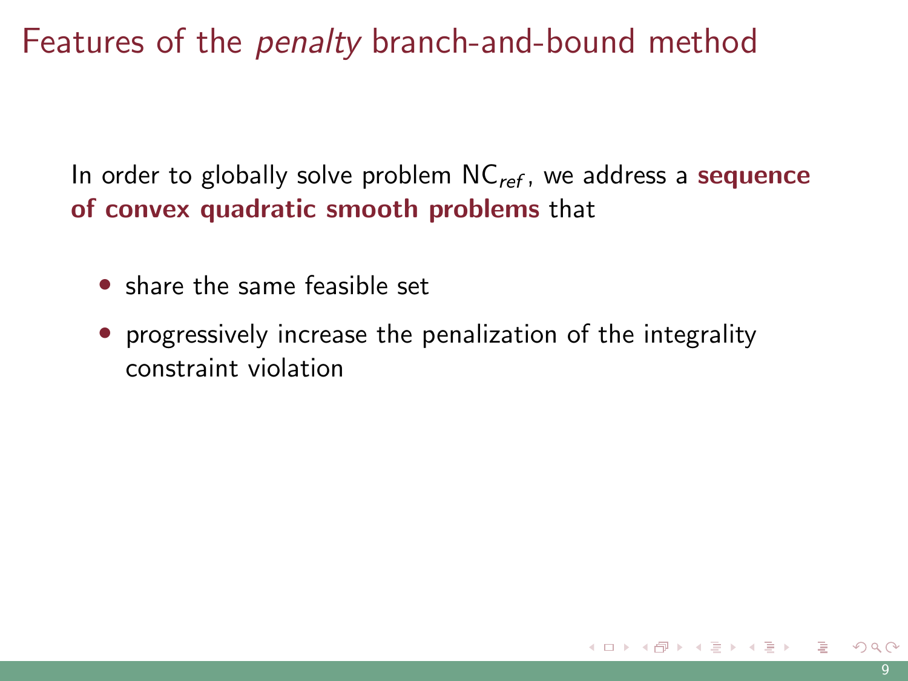# Features of the *penalty* branch-and-bound method

In order to globally solve problem $\text{NC}_{ref}$, we address a **sequence of convex quadratic smooth problems** that

- share the same feasible set
- progressively increase the penalization of the integrality constraint violation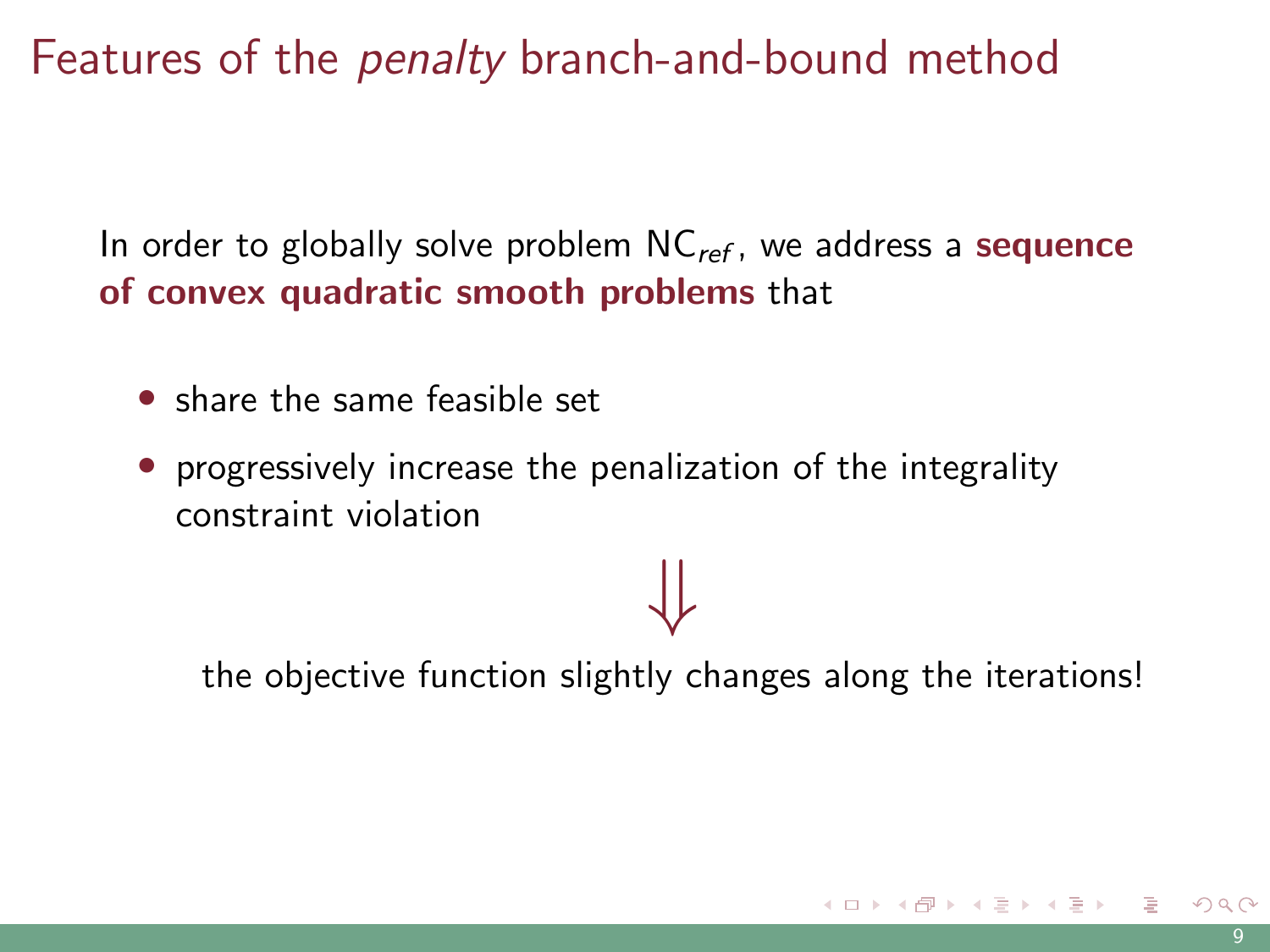# Features of the *penalty* branch-and-bound method

In order to globally solve problem $\text{NC}_{ref}$, we address a **sequence of convex quadratic smooth problems** that

- share the same feasible set
- progressively increase the penalization of the integrality constraint violation

$$\Downarrow$$

the objective function slightly changes along the iterations!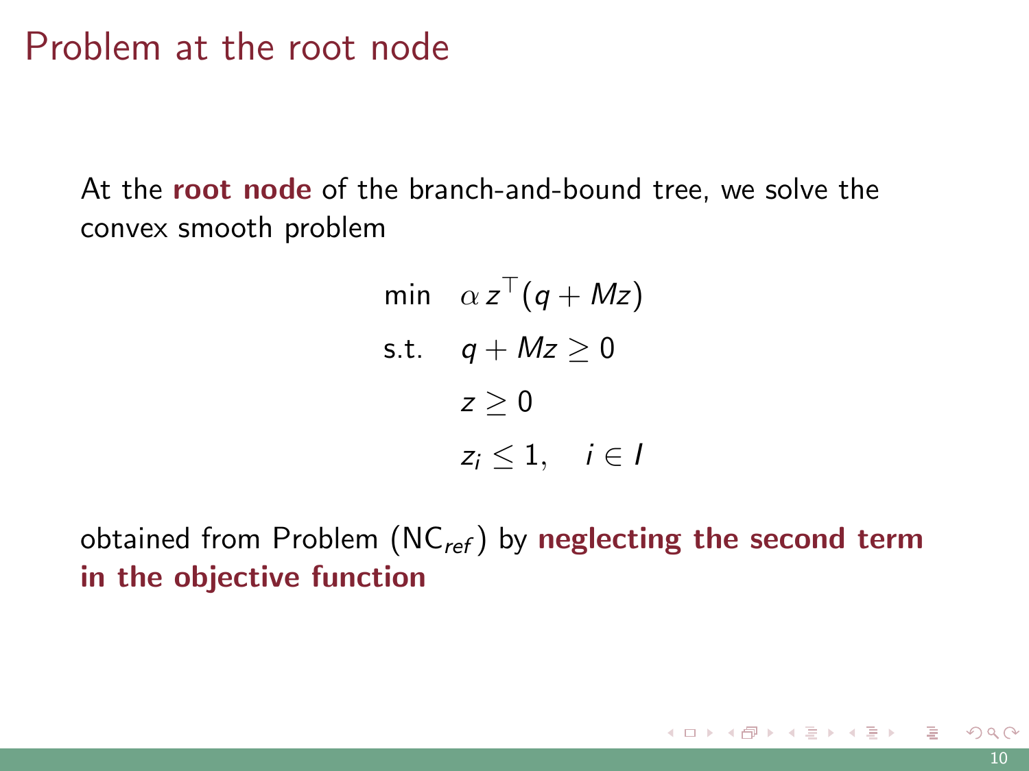# Problem at the root node

At the **root node** of the branch-and-bound tree, we solve the convex smooth problem

$$
\begin{aligned}
\min \quad & \alpha \, z^\top (q + Mz) \\
\text{s.t.} \quad & q + Mz \geq 0 \\
& z \geq 0 \\
& z_i \leq 1, \quad i \in I
\end{aligned}
$$

obtained from Problem ($\mathrm{NC}_{ref}$) by **neglecting the second term in the objective function**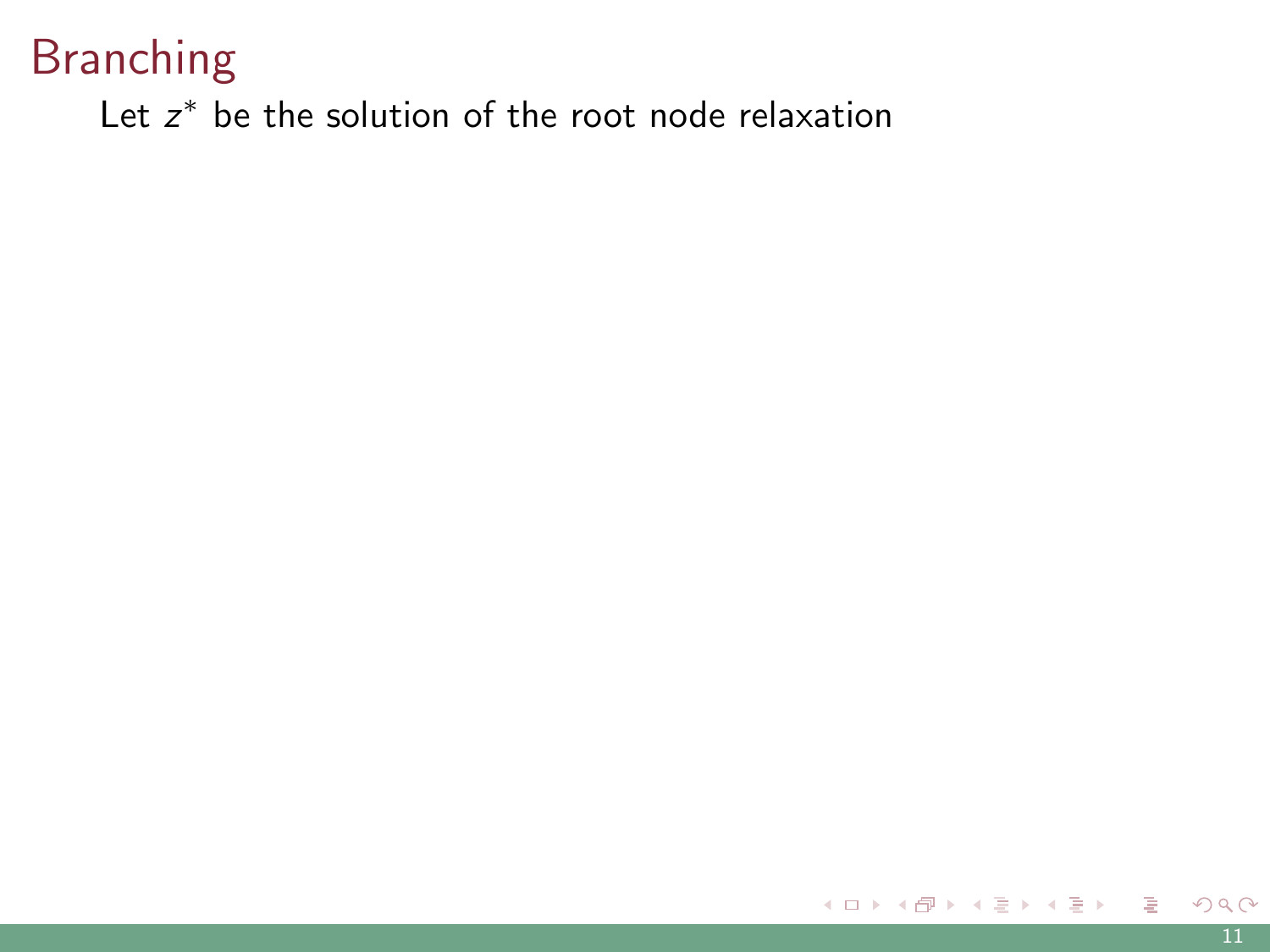# Branching

Let $z^*$ be the solution of the root node relaxation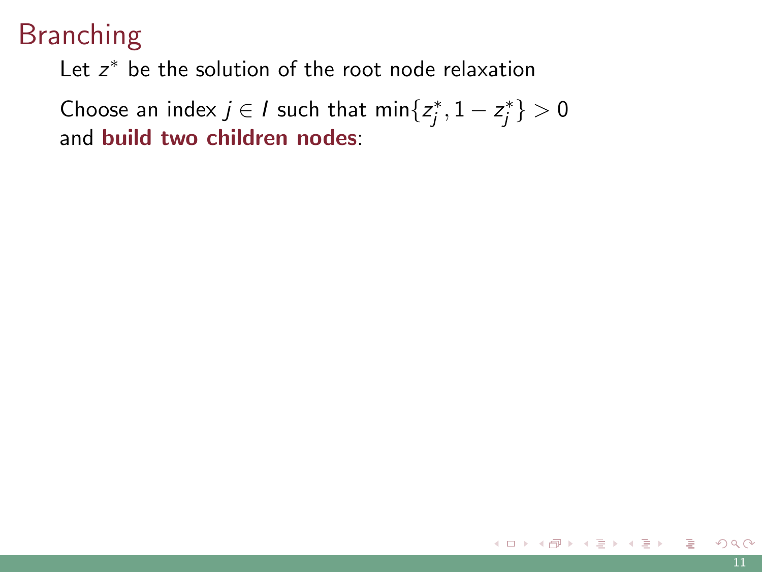# Branching

Let $z^*$ be the solution of the root node relaxation

Choose an index $j \in I$ such that $\min\{z_j^*, 1 - z_j^*\} > 0$ and **build two children nodes**: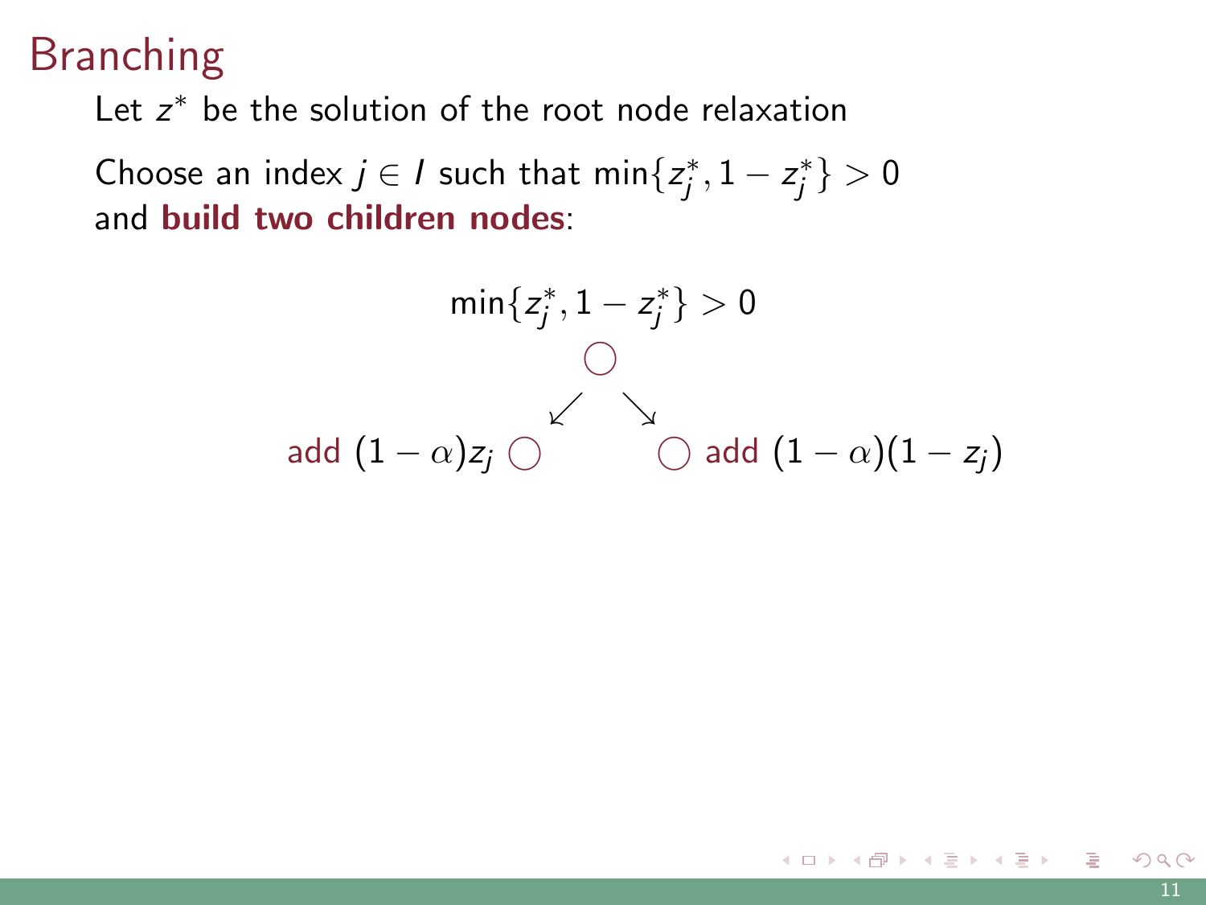# Branching

Let $z^*$ be the solution of the root node relaxation

Choose an index $j \in I$ such that $\min\{z_j^*, 1 - z_j^*\} > 0$ and **build two children nodes**:

$$\min\{z_j^*, 1 - z_j^*\} > 0$$

add $(1 - \alpha) z_j$ ◯ ◯ add $(1 - \alpha)(1 - z_j)$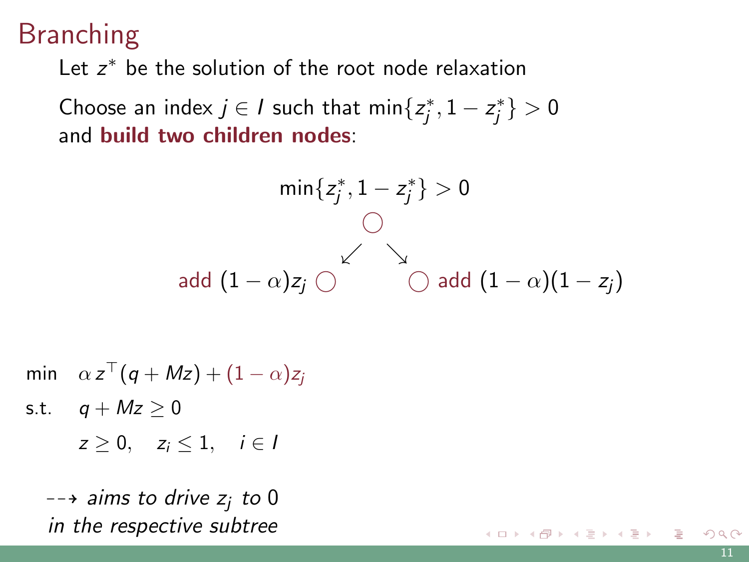# Branching

Let $z^*$ be the solution of the root node relaxation

Choose an index $j \in I$ such that $\min\{z_j^*, 1 - z_j^*\} > 0$ and **build two children nodes**:

$\min\{z_j^*, 1 - z_j^*\} > 0$

add $(1-\alpha)z_j$ — add $(1-\alpha)(1-z_j)$

$$
\begin{aligned}
\min \quad & \alpha\, z^\top (q + Mz) + (1-\alpha) z_j \\
\text{s.t.} \quad & q + Mz \geq 0 \\
& z \geq 0, \quad z_i \leq 1, \quad i \in I
\end{aligned}
$$

⇢ *aims to drive $z_j$ to 0 in the respective subtree*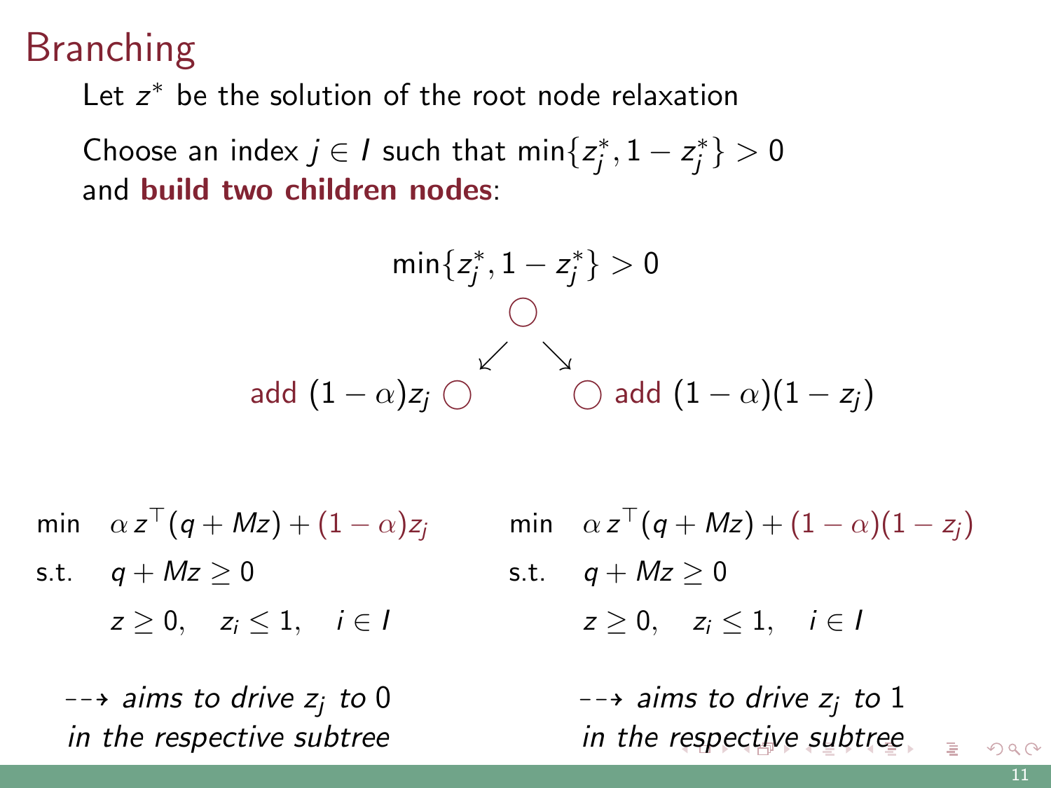# Branching

Let $z^*$ be the solution of the root node relaxation

Choose an index $j \in I$ such that $\min\{z_j^*, 1 - z_j^*\} > 0$ and **build two children nodes**:

$$\min\{z_j^*, 1 - z_j^*\} > 0$$

add $(1-\alpha)z_j$ ↙ ↘ add $(1-\alpha)(1-z_j)$

$$\begin{aligned} \min \quad & \alpha\, z^\top (q + Mz) + (1-\alpha) z_j \\ \text{s.t.} \quad & q + Mz \geq 0 \\ & z \geq 0, \quad z_i \leq 1, \quad i \in I \end{aligned}$$

--→ *aims to drive $z_j$ to 0 in the respective subtree*

$$\begin{aligned} \min \quad & \alpha\, z^\top (q + Mz) + (1-\alpha)(1 - z_j) \\ \text{s.t.} \quad & q + Mz \geq 0 \\ & z \geq 0, \quad z_i \leq 1, \quad i \in I \end{aligned}$$

--→ *aims to drive $z_j$ to 1 in the respective subtree*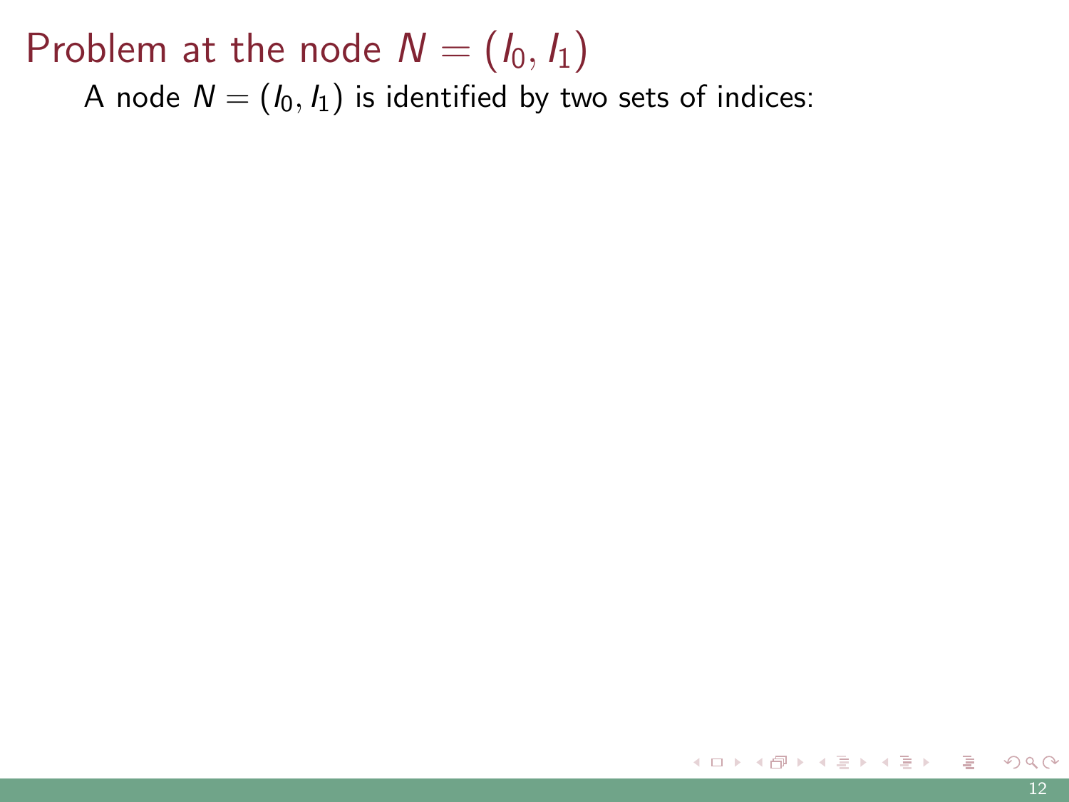# Problem at the node $N = (I_0, I_1)$

A node $N = (I_0, I_1)$ is identified by two sets of indices: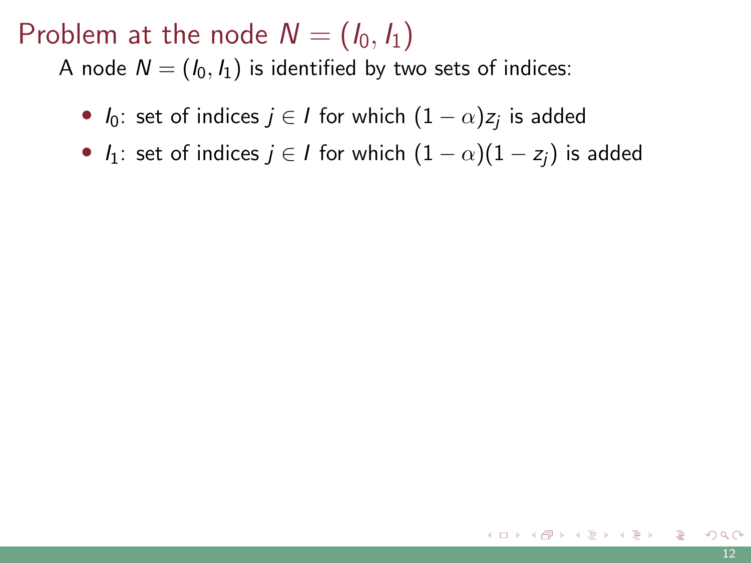# Problem at the node $N = (I_0, I_1)$

A node $N = (I_0, I_1)$ is identified by two sets of indices:

- $I_0$: set of indices $j \in I$ for which $(1 - \alpha)z_j$ is added
- $I_1$: set of indices $j \in I$ for which $(1 - \alpha)(1 - z_j)$ is added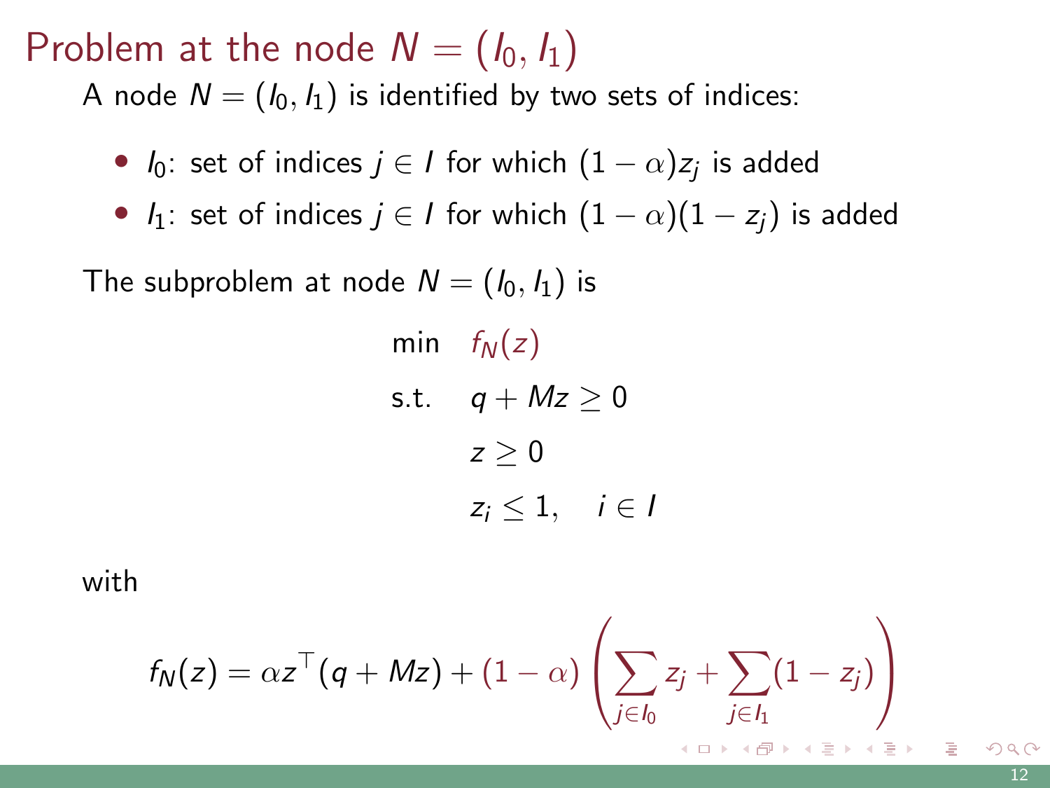# Problem at the node $N = (I_0, I_1)$

A node $N = (I_0, I_1)$ is identified by two sets of indices:

- $I_0$: set of indices $j \in I$ for which $(1-\alpha)z_j$ is added
- $I_1$: set of indices $j \in I$ for which $(1-\alpha)(1-z_j)$ is added

The subproblem at node $N = (I_0, I_1)$ is

$$
\begin{aligned}
\min \quad & f_N(z) \\
\text{s.t.} \quad & q + Mz \geq 0 \\
& z \geq 0 \\
& z_i \leq 1, \quad i \in I
\end{aligned}
$$

with

$$
f_N(z) = \alpha z^\top (q + Mz) + (1-\alpha)\left(\sum_{j \in I_0} z_j + \sum_{j \in I_1} (1 - z_j)\right)
$$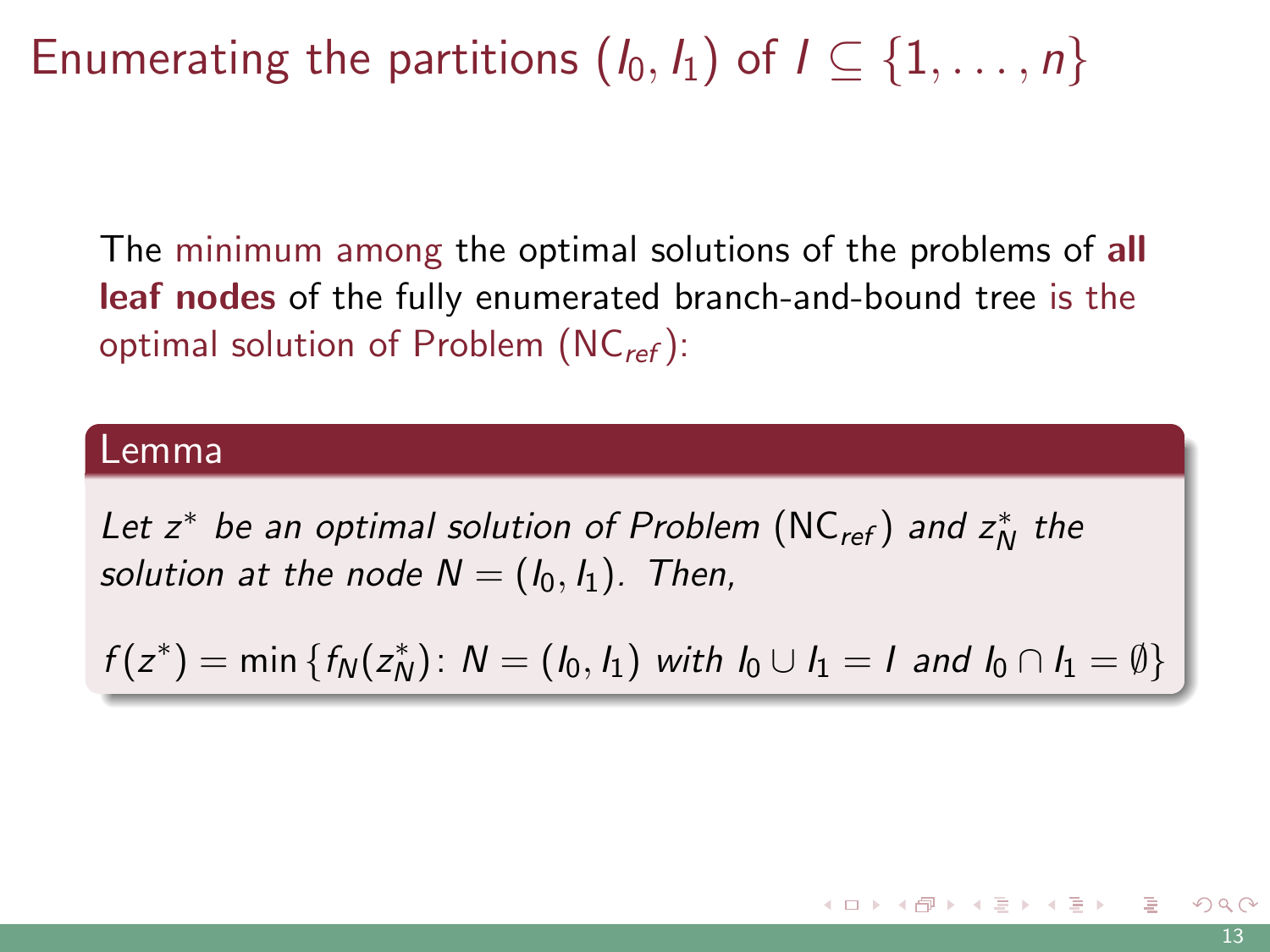# Enumerating the partitions $(I_0, I_1)$ of $I \subseteq \{1, \ldots, n\}$

The minimum among the optimal solutions of the problems of **all leaf nodes** of the fully enumerated branch-and-bound tree is the optimal solution of Problem $(\mathrm{NC}_{ref})$:

**Lemma**

*Let $z^*$ be an optimal solution of Problem $(\mathrm{NC}_{ref})$ and $z_N^*$ the solution at the node $N = (I_0, I_1)$. Then,*

$$f(z^*) = \min\{f_N(z_N^*) \colon N = (I_0, I_1) \text{ with } I_0 \cup I_1 = I \text{ and } I_0 \cap I_1 = \emptyset\}$$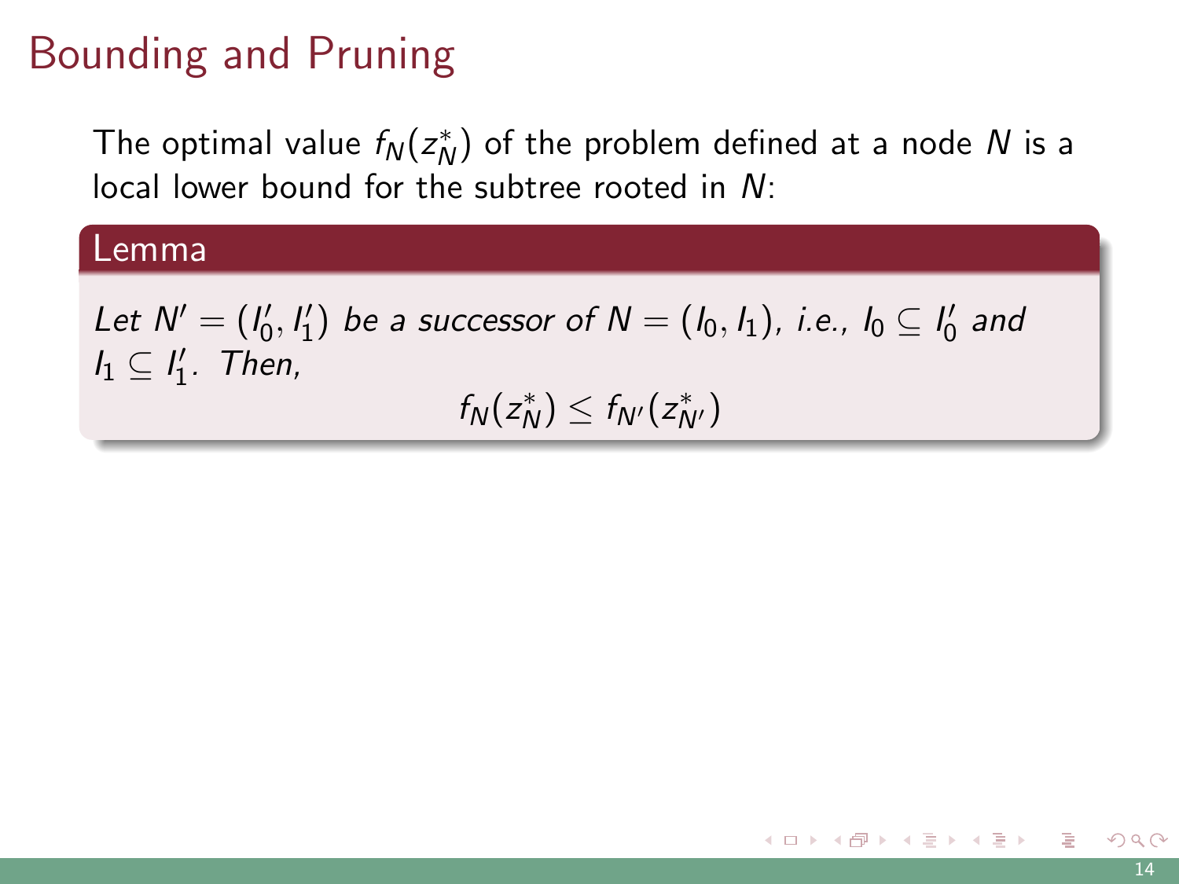# Bounding and Pruning

The optimal value $f_N(z_N^*)$ of the problem defined at a node $N$ is a local lower bound for the subtree rooted in $N$:

**Lemma**

*Let $N' = (I_0', I_1')$ be a successor of $N = (I_0, I_1)$, i.e., $I_0 \subseteq I_0'$ and $I_1 \subseteq I_1'$. Then,*

$$f_N(z_N^*) \leq f_{N'}(z_{N'}^*)$$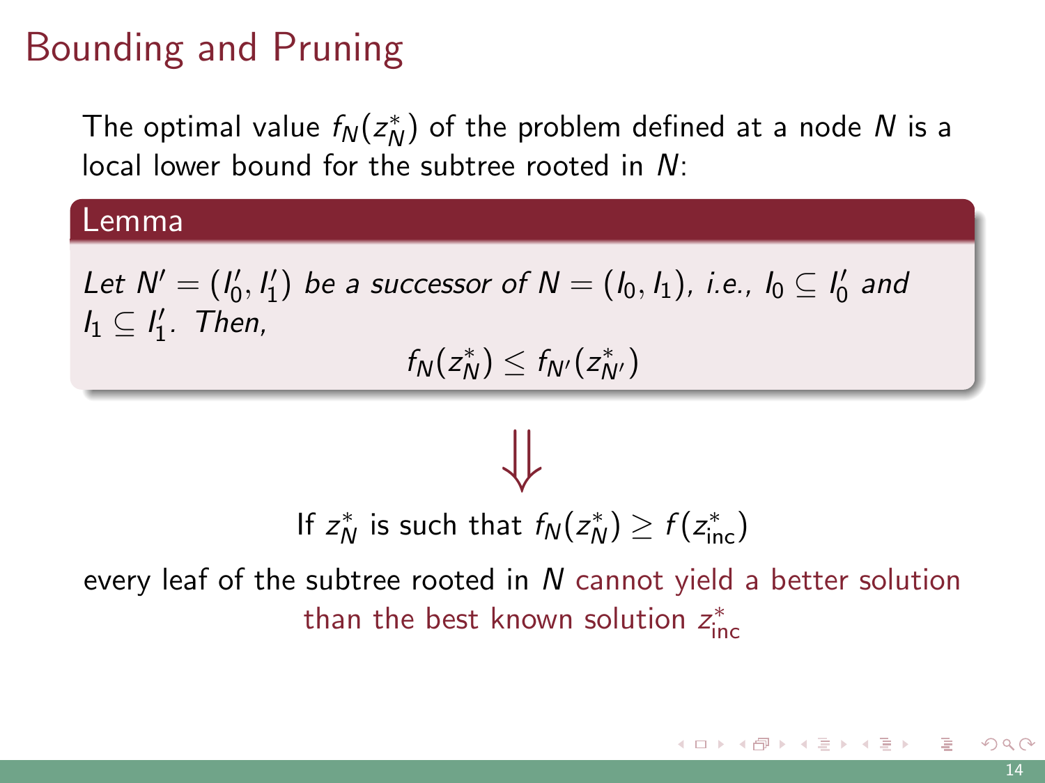# Bounding and Pruning

The optimal value $f_N(z_N^*)$ of the problem defined at a node $N$ is a local lower bound for the subtree rooted in $N$:

**Lemma**

*Let $N' = (I_0', I_1')$ be a successor of $N = (I_0, I_1)$, i.e., $I_0 \subseteq I_0'$ and $I_1 \subseteq I_1'$. Then,*

$$f_N(z_N^*) \leq f_{N'}(z_{N'}^*)$$

$$\Downarrow$$

If $z_N^*$ is such that $f_N(z_N^*) \geq f(z_{\text{inc}}^*)$

every leaf of the subtree rooted in $N$ cannot yield a better solution than the best known solution $z_{\text{inc}}^*$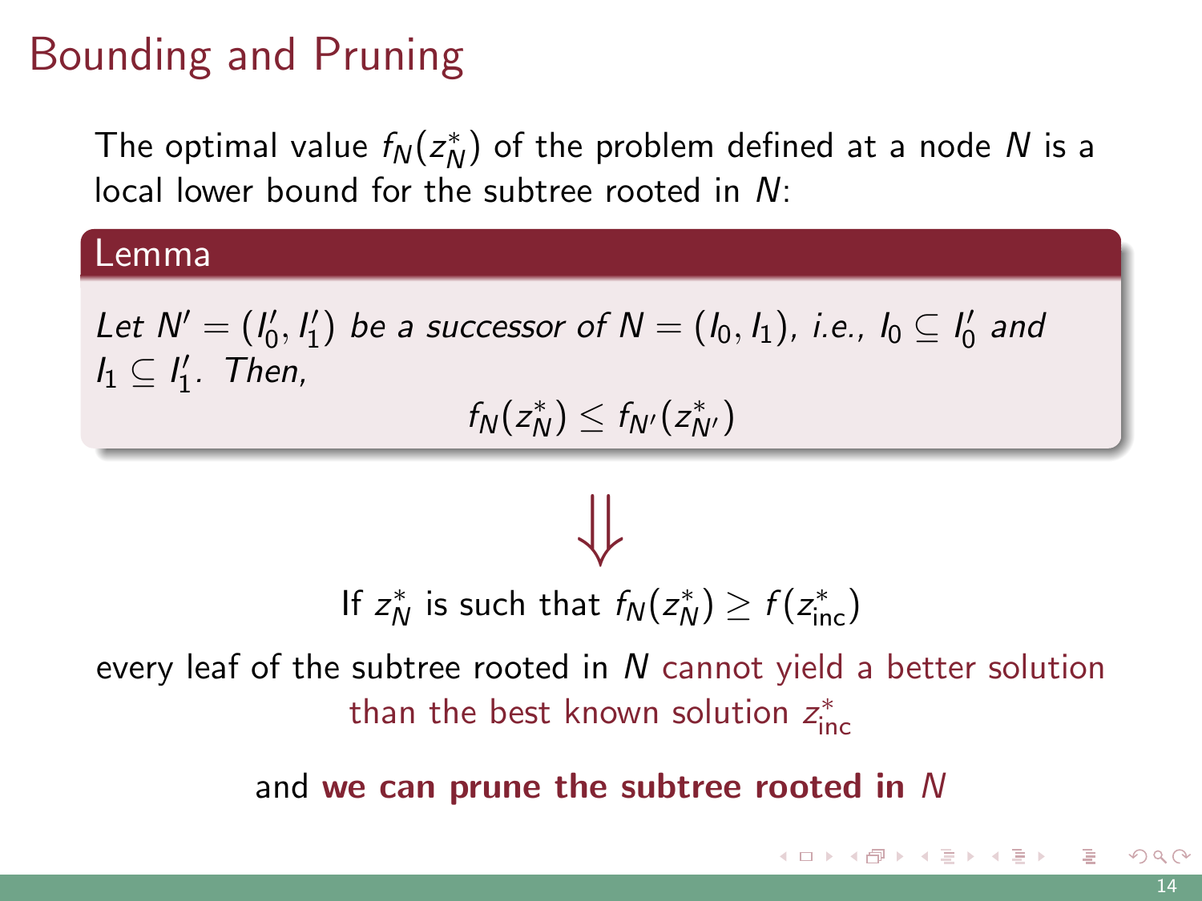# Bounding and Pruning

The optimal value $f_N(z_N^*)$ of the problem defined at a node $N$ is a local lower bound for the subtree rooted in $N$:

**Lemma**

*Let $N' = (I_0', I_1')$ be a successor of $N = (I_0, I_1)$, i.e., $I_0 \subseteq I_0'$ and $I_1 \subseteq I_1'$. Then,*

$$f_N(z_N^*) \leq f_{N'}(z_{N'}^*)$$

$$\Downarrow$$

If $z_N^*$ is such that $f_N(z_N^*) \geq f(z_{\text{inc}}^*)$

every leaf of the subtree rooted in $N$ cannot yield a better solution than the best known solution $z_{\text{inc}}^*$

and **we can prune the subtree rooted in $N$**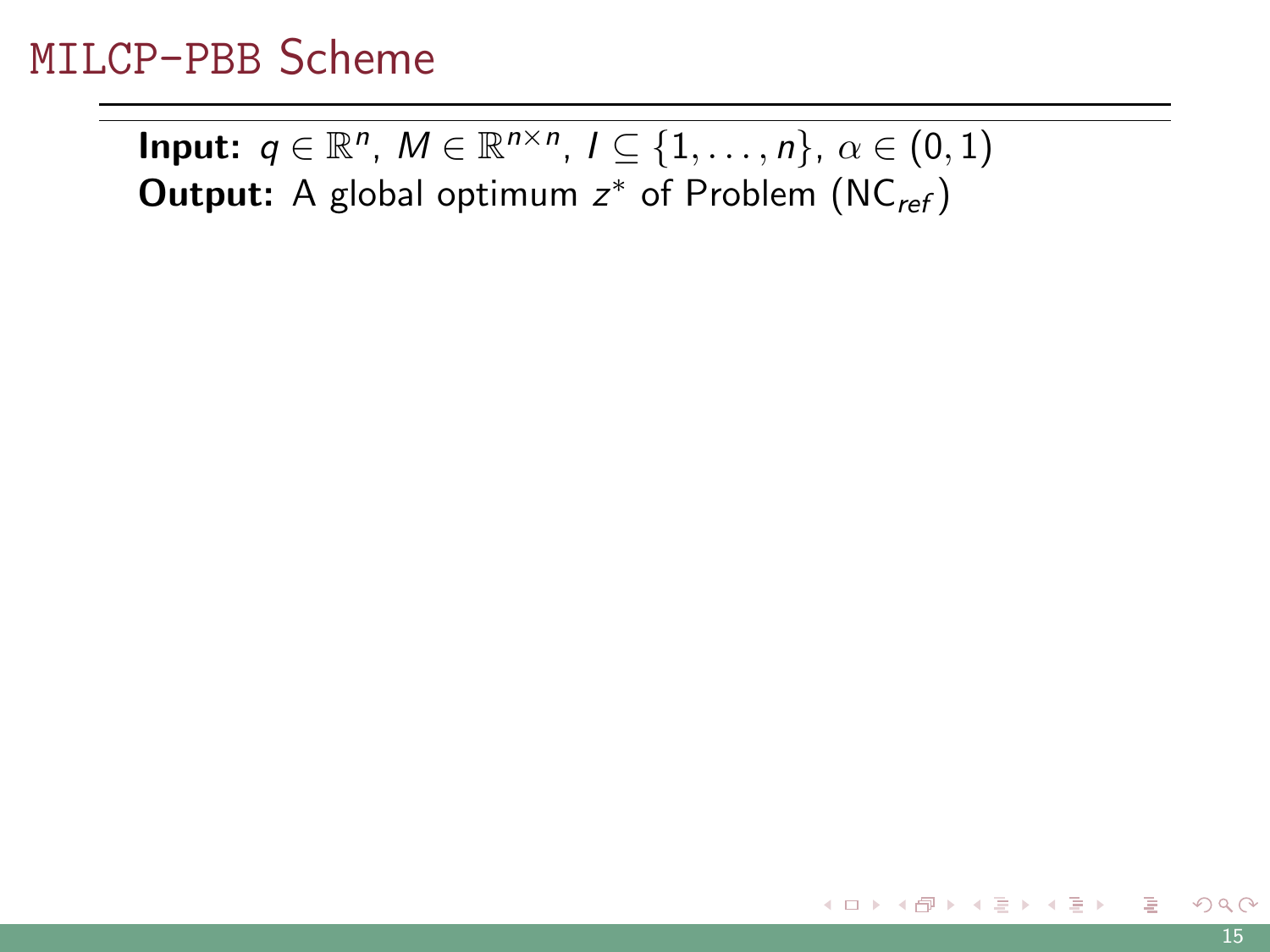# MILCP-PBB Scheme

**Input:** $q \in \mathbb{R}^n$, $M \in \mathbb{R}^{n\times n}$, $I \subseteq \{1, \dots, n\}$, $\alpha \in (0, 1)$
**Output:** A global optimum $z^*$ of Problem ($\text{NC}_{ref}$)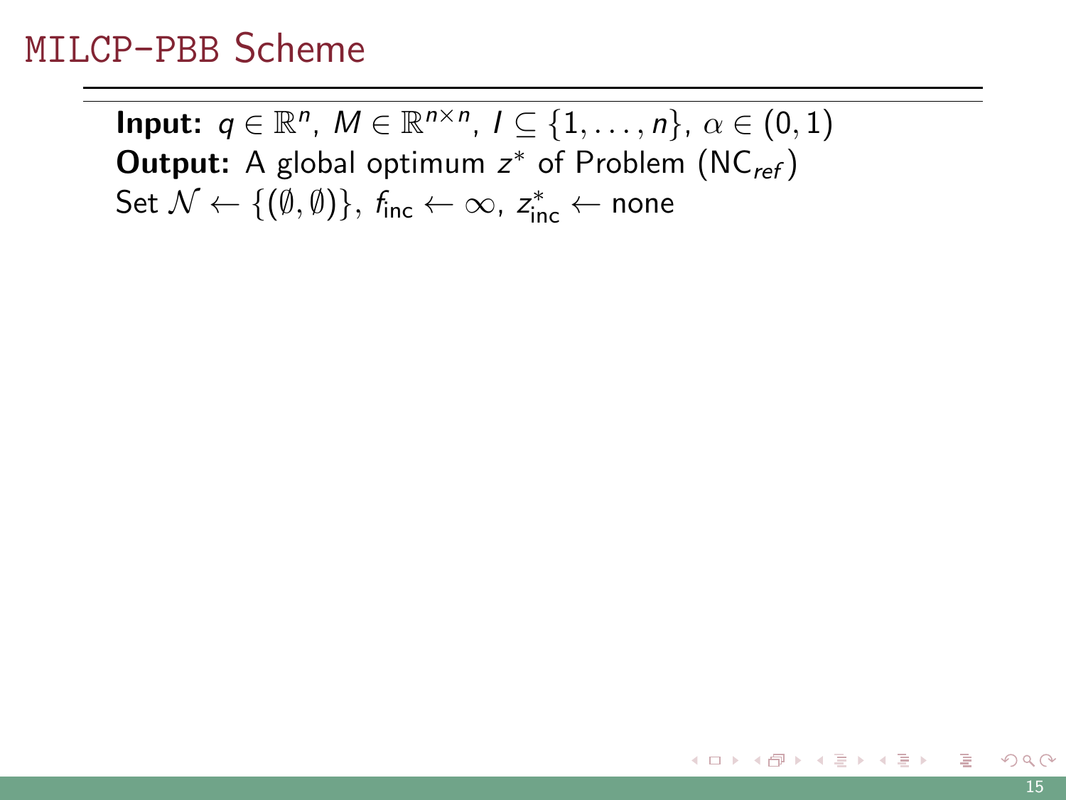# MILCP–PBB Scheme

**Input:** $q \in \mathbb{R}^n$, $M \in \mathbb{R}^{n \times n}$, $I \subseteq \{1, \ldots, n\}$, $\alpha \in (0, 1)$
**Output:** A global optimum $z^*$ of Problem ($\text{NC}_{ref}$)
Set $\mathcal{N} \leftarrow \{(\emptyset, \emptyset)\}$, $f_{\text{inc}} \leftarrow \infty$, $z^*_{\text{inc}} \leftarrow$ none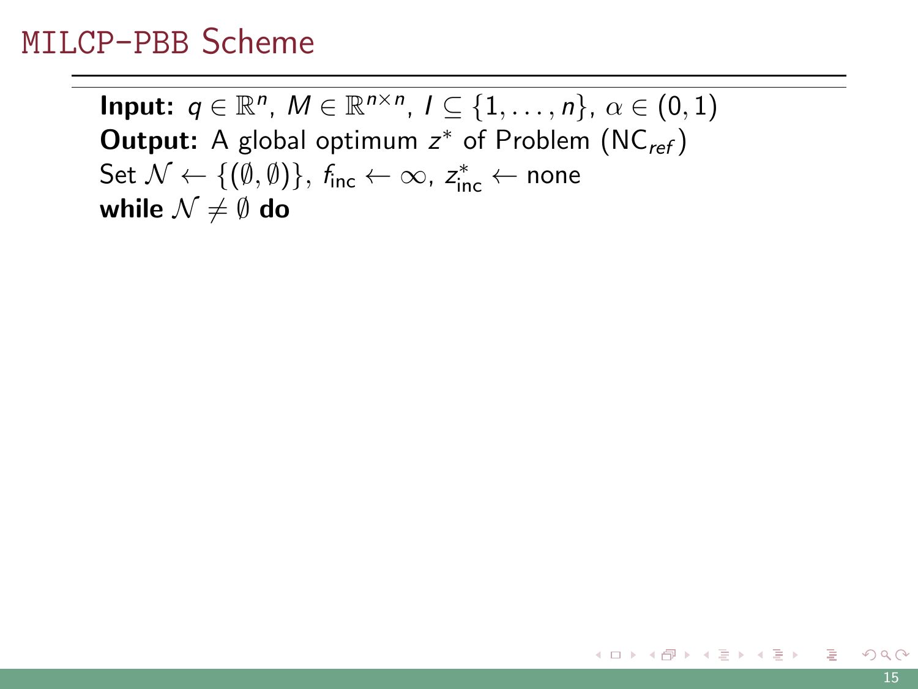# MILCP–PBB Scheme

**Input:** $q \in \mathbb{R}^n$, $M \in \mathbb{R}^{n \times n}$, $I \subseteq \{1, \ldots, n\}$, $\alpha \in (0, 1)$
**Output:** A global optimum $z^*$ of Problem ($\text{NC}_{ref}$)
Set $\mathcal{N} \leftarrow \{(\emptyset, \emptyset)\}$, $f_{\text{inc}} \leftarrow \infty$, $z^*_{\text{inc}} \leftarrow$ none
**while** $\mathcal{N} \neq \emptyset$ **do**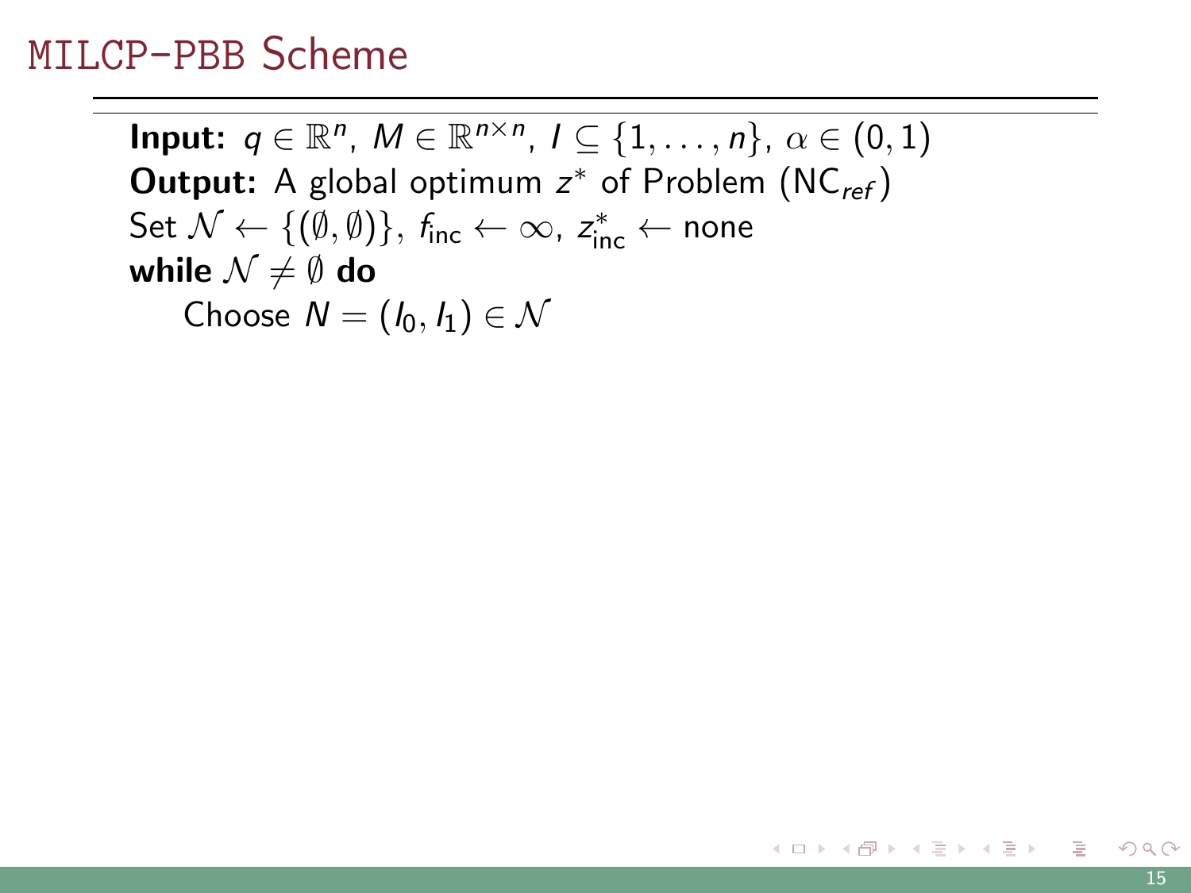# MILCP-PBB Scheme

**Input:** $q \in \mathbb{R}^n$, $M \in \mathbb{R}^{n \times n}$, $I \subseteq \{1, \dots, n\}$, $\alpha \in (0, 1)$

**Output:** A global optimum $z^*$ of Problem ($\text{NC}_{ref}$)

Set $\mathcal{N} \leftarrow \{(\emptyset, \emptyset)\}$, $f_{\text{inc}} \leftarrow \infty$, $z^*_{\text{inc}} \leftarrow$ none

**while** $\mathcal{N} \neq \emptyset$ **do**

  Choose $N = (I_0, I_1) \in \mathcal{N}$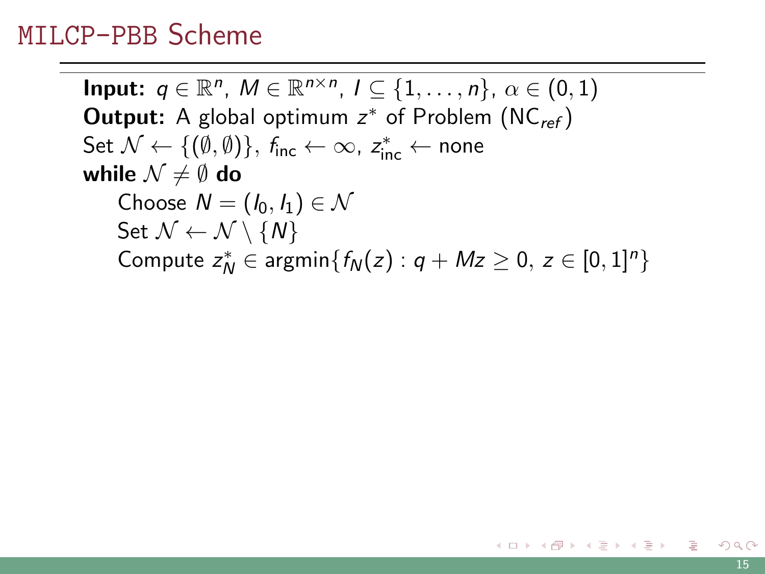# MILCP–PBB Scheme

**Input:** $q \in \mathbb{R}^n$, $M \in \mathbb{R}^{n \times n}$, $I \subseteq \{1, \dots, n\}$, $\alpha \in (0, 1)$
**Output:** A global optimum $z^*$ of Problem (NC$_{ref}$)
Set $\mathcal{N} \leftarrow \{(\emptyset, \emptyset)\}$, $f_{\text{inc}} \leftarrow \infty$, $z^*_{\text{inc}} \leftarrow$ none
**while** $\mathcal{N} \neq \emptyset$ **do**
  Choose $N = (I_0, I_1) \in \mathcal{N}$
  Set $\mathcal{N} \leftarrow \mathcal{N} \setminus \{N\}$
  Compute $z^*_N \in \operatorname{argmin}\{f_N(z) : q + Mz \geq 0,\ z \in [0, 1]^n\}$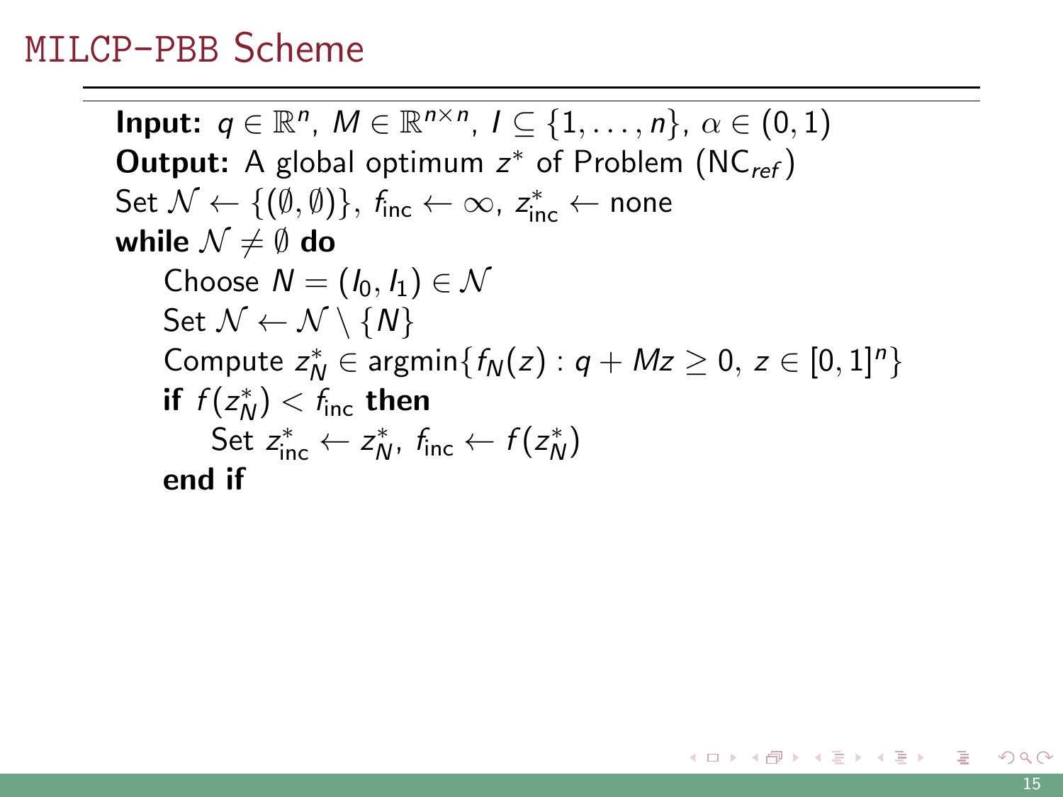# MILCP-PBB Scheme

**Input:** $q \in \mathbb{R}^n$, $M \in \mathbb{R}^{n \times n}$, $I \subseteq \{1, \ldots, n\}$, $\alpha \in (0,1)$
**Output:** A global optimum $z^*$ of Problem (NC$_{ref}$)
Set $\mathcal{N} \leftarrow \{(\emptyset, \emptyset)\}$, $f_{\text{inc}} \leftarrow \infty$, $z^*_{\text{inc}} \leftarrow$ none
**while** $\mathcal{N} \neq \emptyset$ **do**
    Choose $N = (I_0, I_1) \in \mathcal{N}$
    Set $\mathcal{N} \leftarrow \mathcal{N} \setminus \{N\}$
    Compute $z^*_N \in \text{argmin}\{f_N(z) : q + Mz \geq 0, \, z \in [0,1]^n\}$
    **if** $f(z^*_N) < f_{\text{inc}}$ **then**
        Set $z^*_{\text{inc}} \leftarrow z^*_N$, $f_{\text{inc}} \leftarrow f(z^*_N)$
    **end if**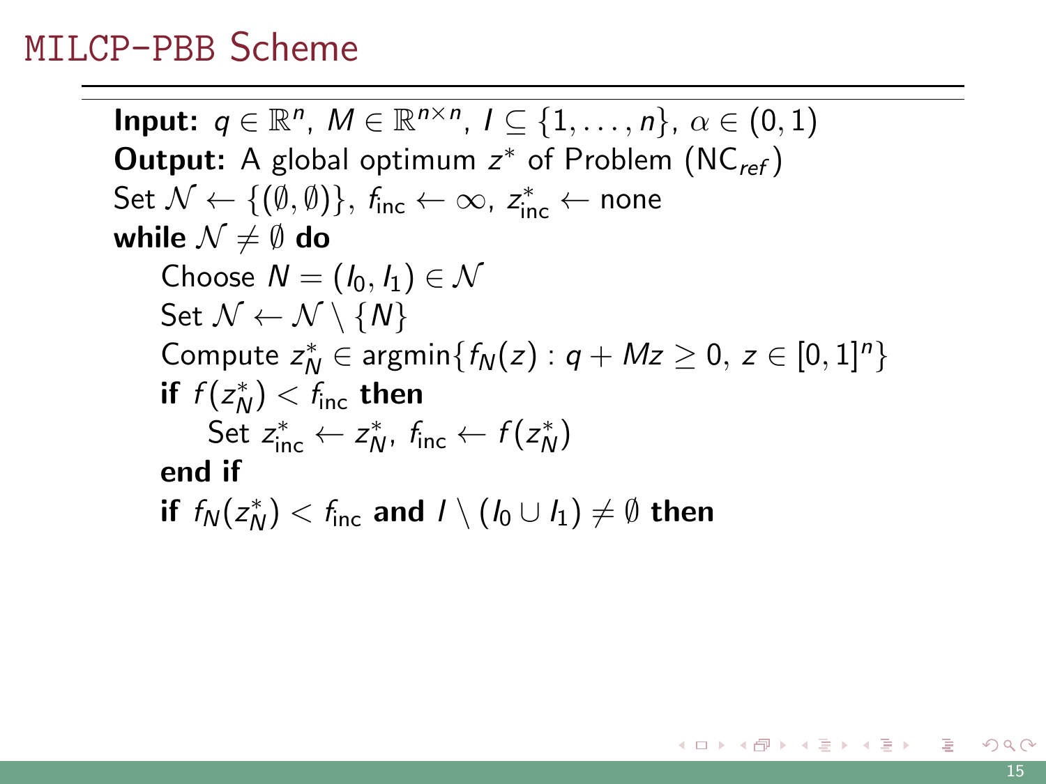## MILCP-PBB Scheme

---

**Input:** $q \in \mathbb{R}^n$, $M \in \mathbb{R}^{n \times n}$, $I \subseteq \{1, \dots, n\}$, $\alpha \in (0, 1)$
**Output:** A global optimum $z^*$ of Problem ($\text{NC}_{ref}$)
Set $\mathcal{N} \leftarrow \{(\emptyset, \emptyset)\}$, $f_{\text{inc}} \leftarrow \infty$, $z^*_{\text{inc}} \leftarrow$ none
**while** $\mathcal{N} \neq \emptyset$ **do**
    Choose $N = (I_0, I_1) \in \mathcal{N}$
    Set $\mathcal{N} \leftarrow \mathcal{N} \setminus \{N\}$
    Compute $z^*_N \in \text{argmin}\{f_N(z) : q + Mz \geq 0,\ z \in [0, 1]^n\}$
    **if** $f(z^*_N) < f_{\text{inc}}$ **then**
        Set $z^*_{\text{inc}} \leftarrow z^*_N$, $f_{\text{inc}} \leftarrow f(z^*_N)$
    **end if**
    **if** $f_N(z^*_N) < f_{\text{inc}}$ **and** $I \setminus (I_0 \cup I_1) \neq \emptyset$ **then**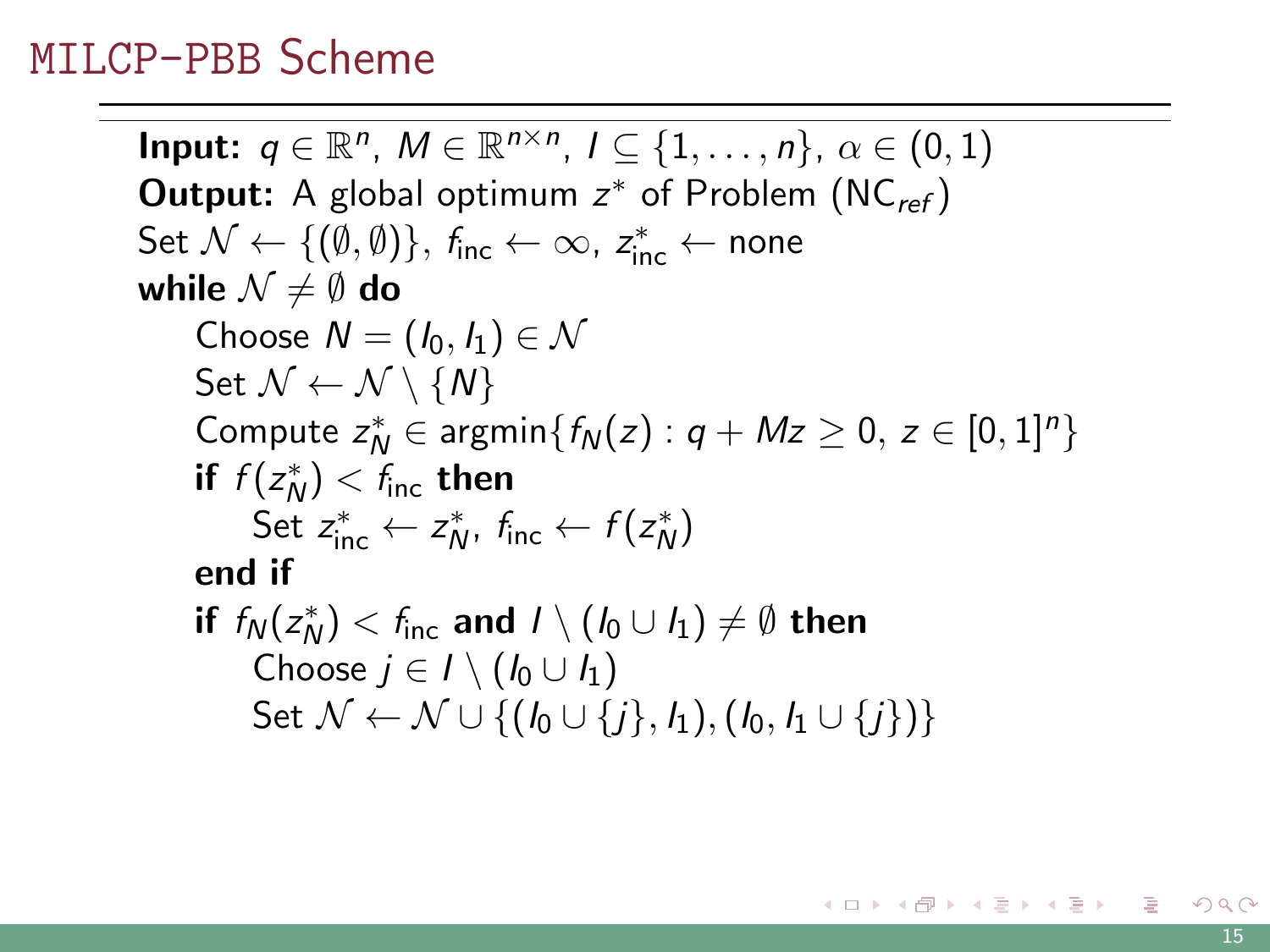# MILCP-PBB Scheme

---

**Input:** $q \in \mathbb{R}^n$, $M \in \mathbb{R}^{n \times n}$, $I \subseteq \{1, \ldots, n\}$, $\alpha \in (0, 1)$
**Output:** A global optimum $z^*$ of Problem (NC$_{ref}$)
Set $\mathcal{N} \leftarrow \{(\emptyset, \emptyset)\}$, $f_{\text{inc}} \leftarrow \infty$, $z^*_{\text{inc}} \leftarrow$ none
**while** $\mathcal{N} \neq \emptyset$ **do**
  Choose $N = (I_0, I_1) \in \mathcal{N}$
  Set $\mathcal{N} \leftarrow \mathcal{N} \setminus \{N\}$
  Compute $z^*_N \in \operatorname{argmin}\{f_N(z) : q + Mz \geq 0,\ z \in [0, 1]^n\}$
  **if** $f(z^*_N) < f_{\text{inc}}$ **then**
    Set $z^*_{\text{inc}} \leftarrow z^*_N$, $f_{\text{inc}} \leftarrow f(z^*_N)$
  **end if**
  **if** $f_N(z^*_N) < f_{\text{inc}}$ **and** $I \setminus (I_0 \cup I_1) \neq \emptyset$ **then**
    Choose $j \in I \setminus (I_0 \cup I_1)$
    Set $\mathcal{N} \leftarrow \mathcal{N} \cup \{(I_0 \cup \{j\}, I_1), (I_0, I_1 \cup \{j\})\}$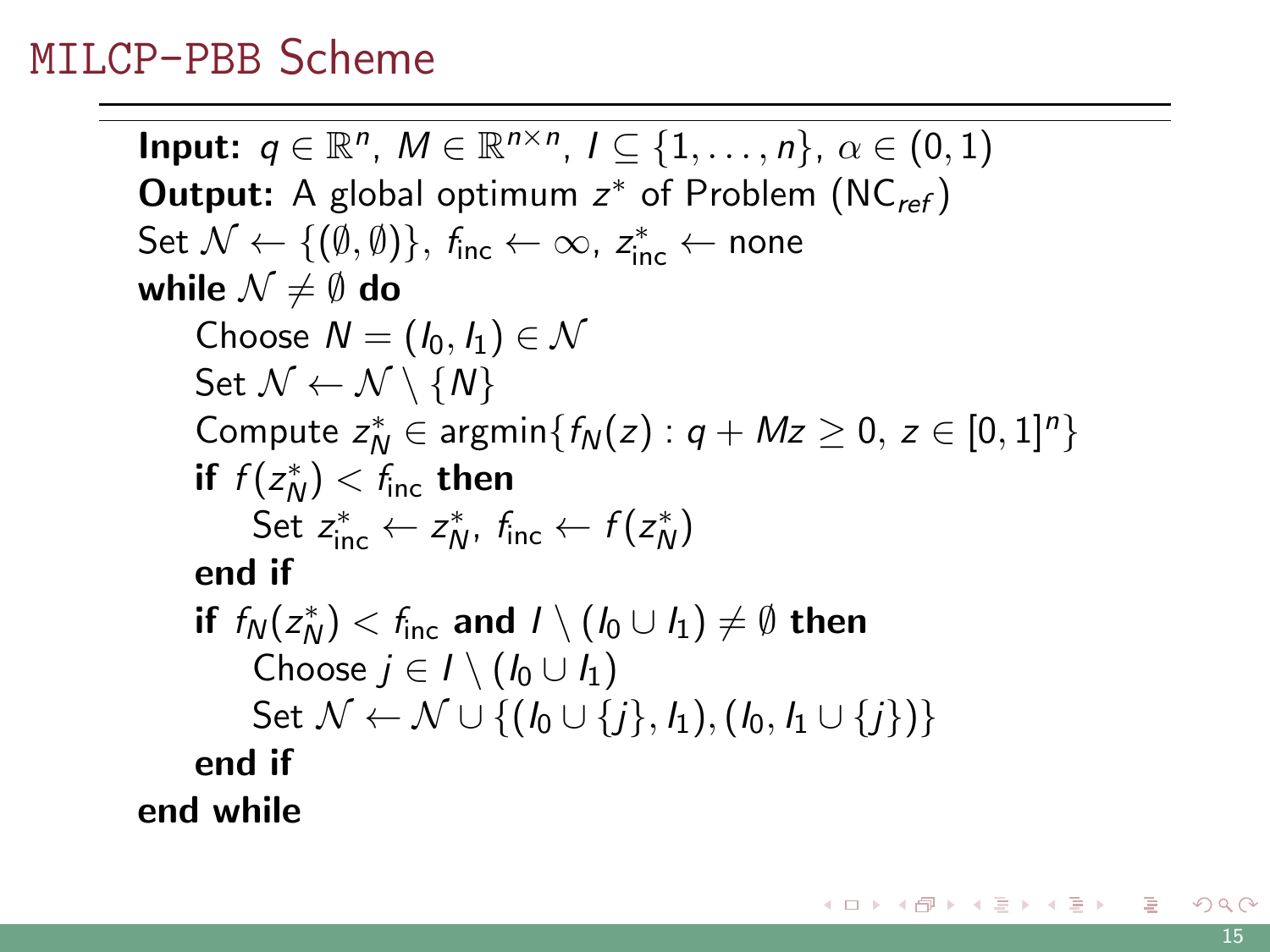## MILCP-PBB Scheme

**Input:** $q \in \mathbb{R}^n$, $M \in \mathbb{R}^{n \times n}$, $I \subseteq \{1, \ldots, n\}$, $\alpha \in (0, 1)$
**Output:** A global optimum $z^*$ of Problem ($\text{NC}_{ref}$)
Set $\mathcal{N} \leftarrow \{(\emptyset, \emptyset)\}$, $f_{\text{inc}} \leftarrow \infty$, $z^*_{\text{inc}} \leftarrow$ none
**while** $\mathcal{N} \neq \emptyset$ **do**
  Choose $N = (I_0, I_1) \in \mathcal{N}$
  Set $\mathcal{N} \leftarrow \mathcal{N} \setminus \{N\}$
  Compute $z^*_N \in \text{argmin}\{f_N(z) : q + Mz \geq 0,\ z \in [0, 1]^n\}$
  **if** $f(z^*_N) < f_{\text{inc}}$ **then**
    Set $z^*_{\text{inc}} \leftarrow z^*_N$, $f_{\text{inc}} \leftarrow f(z^*_N)$
  **end if**
  **if** $f_N(z^*_N) < f_{\text{inc}}$ **and** $I \setminus (I_0 \cup I_1) \neq \emptyset$ **then**
    Choose $j \in I \setminus (I_0 \cup I_1)$
    Set $\mathcal{N} \leftarrow \mathcal{N} \cup \{(I_0 \cup \{j\}, I_1), (I_0, I_1 \cup \{j\})\}$
  **end if**
**end while**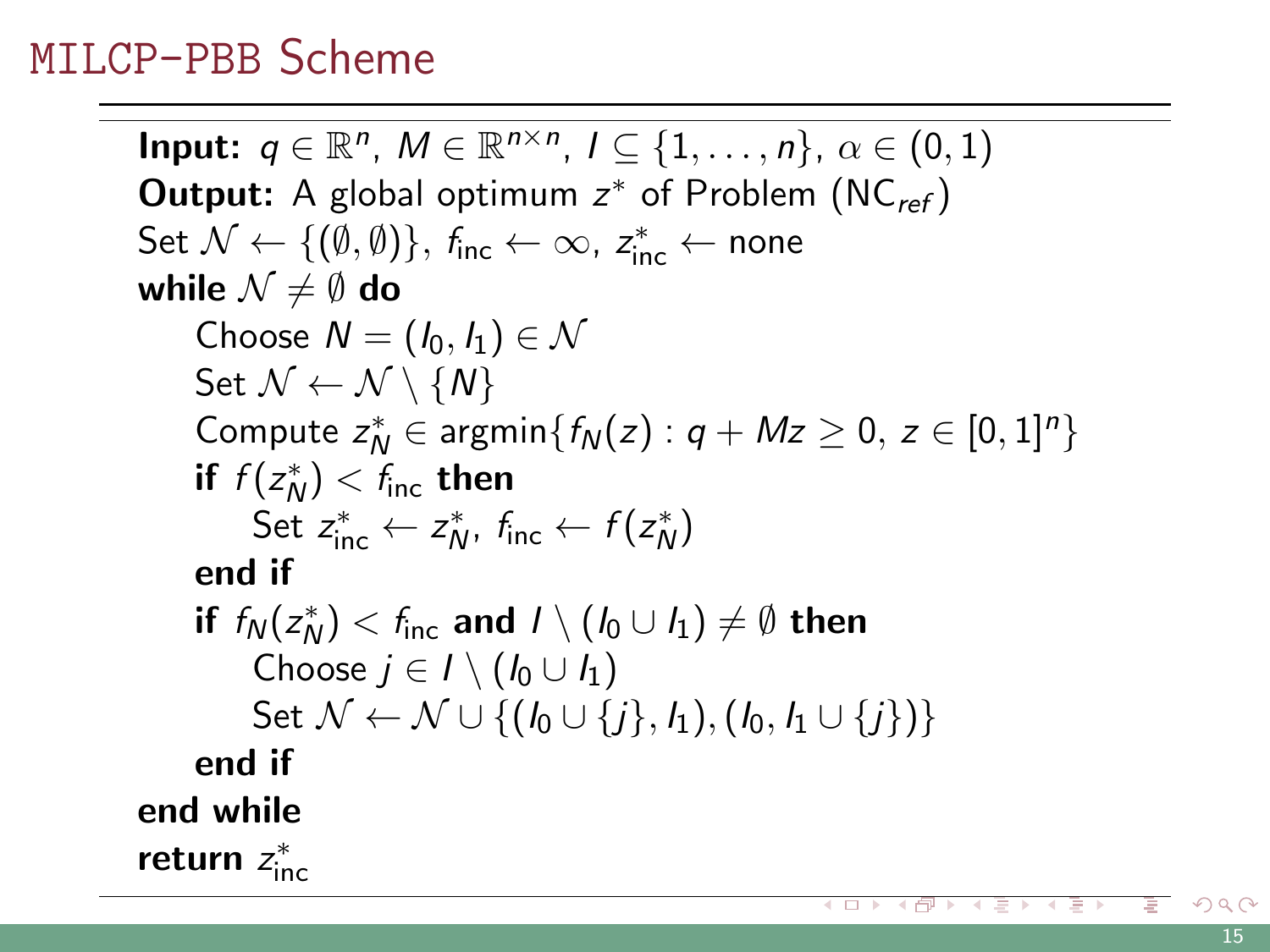# MILCP-PBB Scheme

**Input:** $q \in \mathbb{R}^n$, $M \in \mathbb{R}^{n \times n}$, $I \subseteq \{1, \dots, n\}$, $\alpha \in (0, 1)$

**Output:** A global optimum $z^*$ of Problem (NC$_{ref}$)

Set $\mathcal{N} \leftarrow \{(\emptyset, \emptyset)\}$, $f_{\text{inc}} \leftarrow \infty$, $z^*_{\text{inc}} \leftarrow$ none

**while** $\mathcal{N} \neq \emptyset$ **do**

- Choose $N = (I_0, I_1) \in \mathcal{N}$
- Set $\mathcal{N} \leftarrow \mathcal{N} \setminus \{N\}$
- Compute $z^*_N \in \text{argmin}\{f_N(z) : q + Mz \geq 0,\ z \in [0, 1]^n\}$
- **if** $f(z^*_N) < f_{\text{inc}}$ **then**
  - Set $z^*_{\text{inc}} \leftarrow z^*_N$, $f_{\text{inc}} \leftarrow f(z^*_N)$
- **end if**
- **if** $f_N(z^*_N) < f_{\text{inc}}$ **and** $I \setminus (I_0 \cup I_1) \neq \emptyset$ **then**
  - Choose $j \in I \setminus (I_0 \cup I_1)$
  - Set $\mathcal{N} \leftarrow \mathcal{N} \cup \{(I_0 \cup \{j\}, I_1), (I_0, I_1 \cup \{j\})\}$
- **end if**

**end while**

**return** $z^*_{\text{inc}}$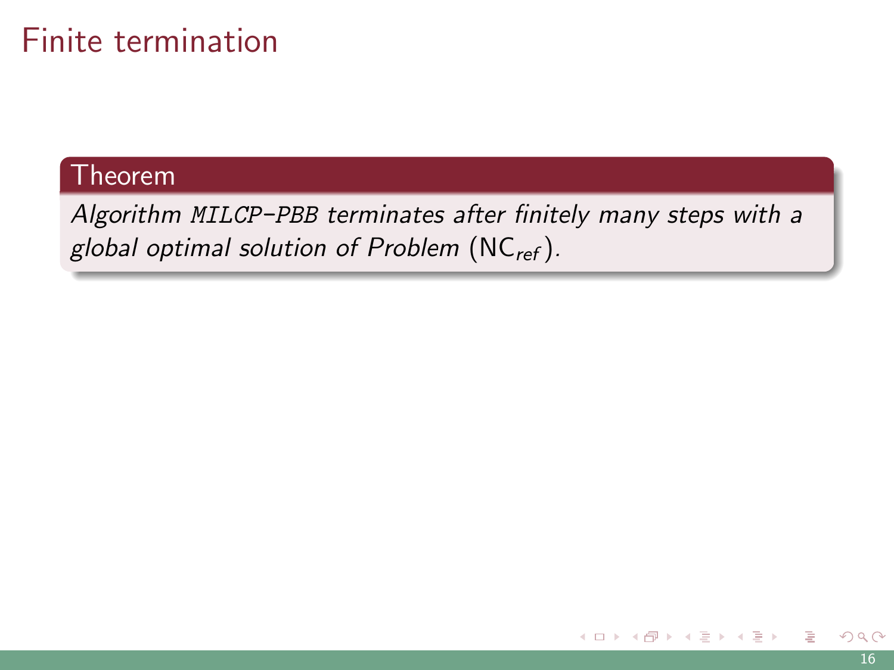# Finite termination

**Theorem**

*Algorithm `MILCP-PBB` terminates after finitely many steps with a global optimal solution of Problem* $(\mathrm{NC}_{ref})$.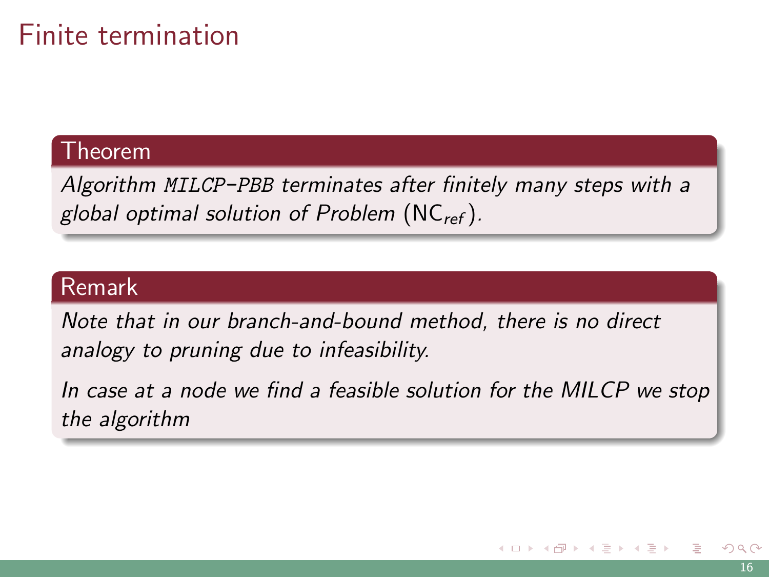# Finite termination

**Theorem**

*Algorithm `MILCP-PBB` terminates after finitely many steps with a global optimal solution of Problem* ($\mathrm{NC}_{ref}$).

**Remark**

*Note that in our branch-and-bound method, there is no direct analogy to pruning due to infeasibility.*

*In case at a node we find a feasible solution for the MILCP we stop the algorithm*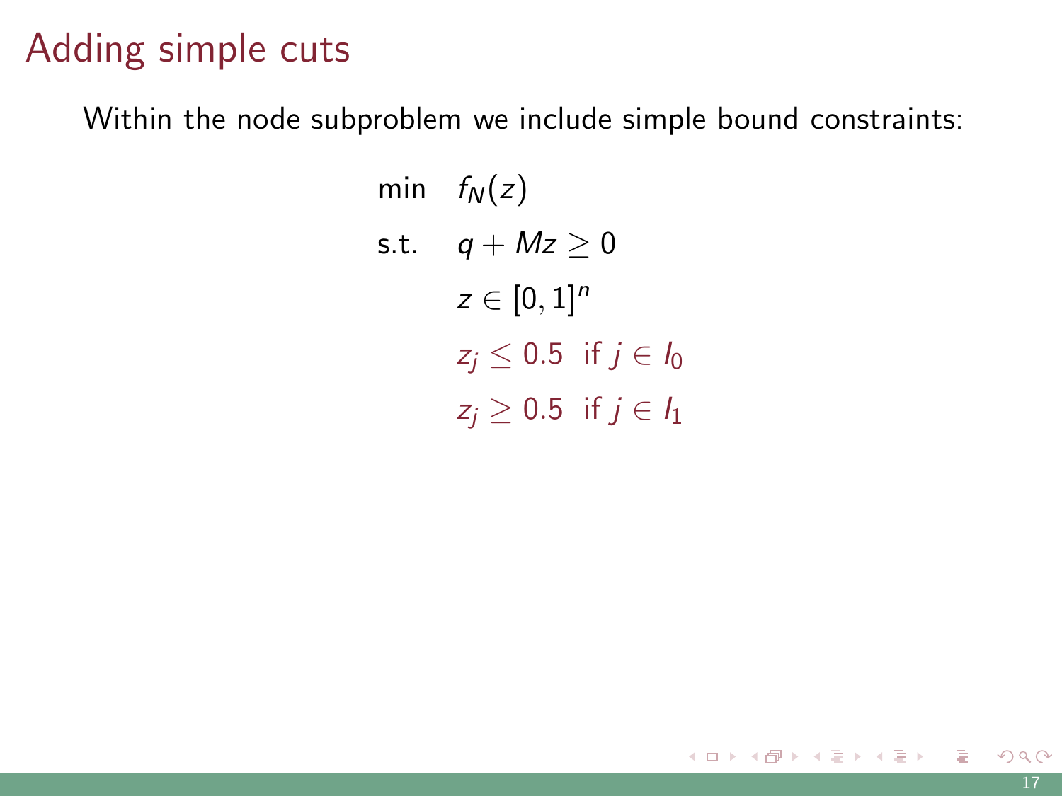# Adding simple cuts

Within the node subproblem we include simple bound constraints:

$$
\begin{aligned}
\min \quad & f_N(z) \\
\text{s.t.} \quad & q + Mz \geq 0 \\
& z \in [0,1]^n \\
& z_j \leq 0.5 \ \text{ if } j \in I_0 \\
& z_j \geq 0.5 \ \text{ if } j \in I_1
\end{aligned}
$$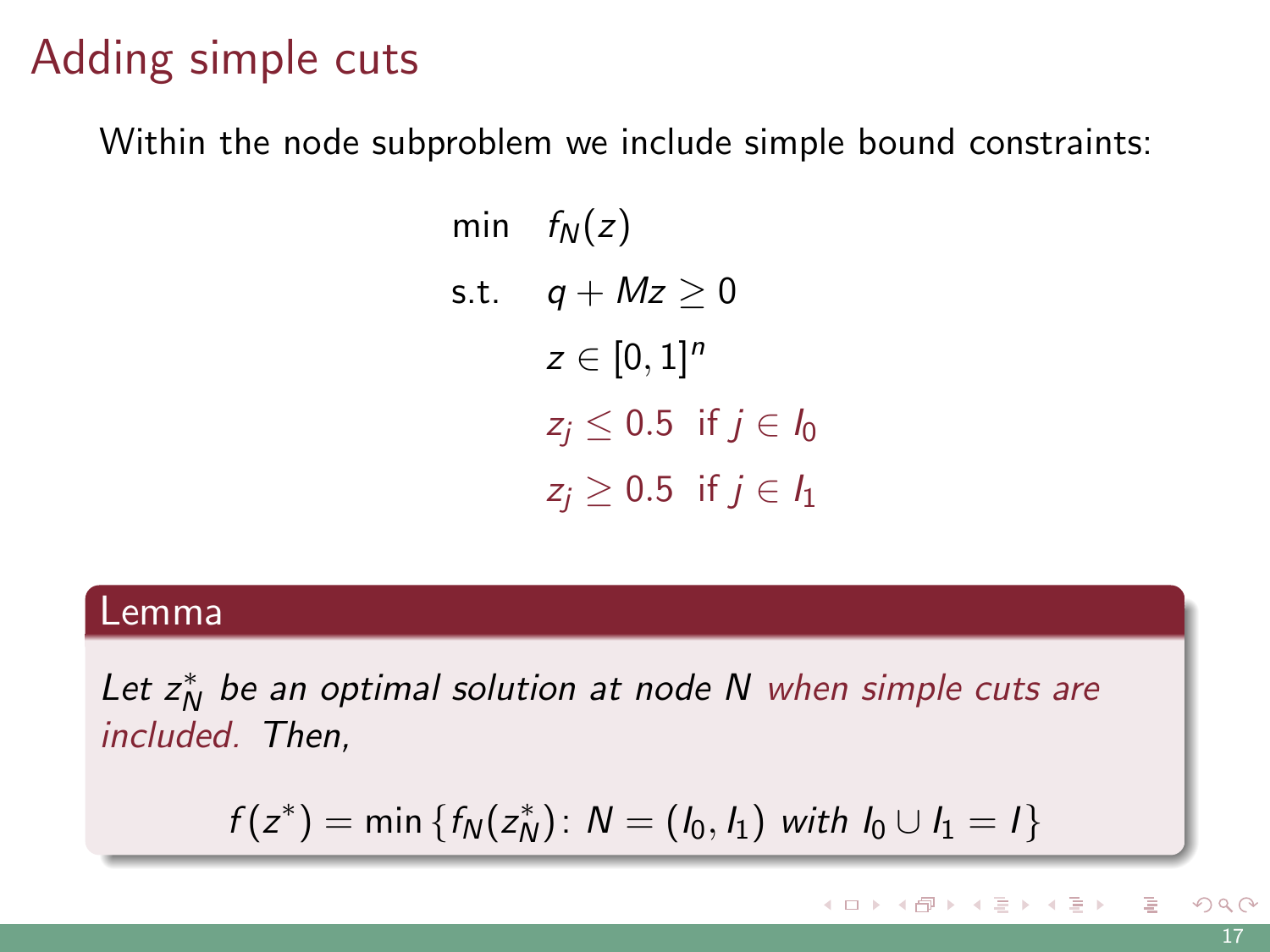# Adding simple cuts

Within the node subproblem we include simple bound constraints:

$$
\begin{aligned}
\min \quad & f_N(z) \\
\text{s.t.} \quad & q + Mz \geq 0 \\
& z \in [0,1]^n \\
& z_j \leq 0.5 \;\; \text{if } j \in I_0 \\
& z_j \geq 0.5 \;\; \text{if } j \in I_1
\end{aligned}
$$

**Lemma**

*Let $z_N^*$ be an optimal solution at node $N$ when simple cuts are included. Then,*

$$
f(z^*) = \min \{ f_N(z_N^*) \colon N = (I_0, I_1) \text{ with } I_0 \cup I_1 = I \}
$$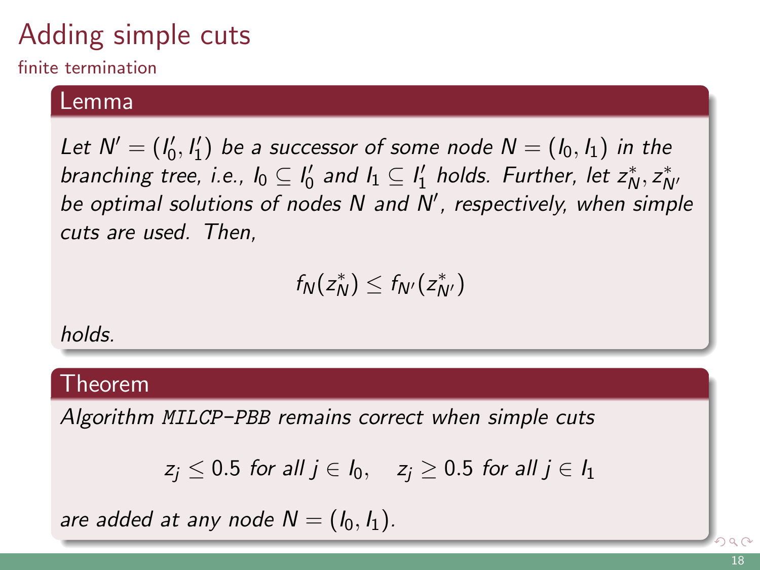# Adding simple cuts

## finite termination

**Lemma**

*Let $N' = (I_0', I_1')$ be a successor of some node $N = (I_0, I_1)$ in the branching tree, i.e., $I_0 \subseteq I_0'$ and $I_1 \subseteq I_1'$ holds. Further, let $z_N^*, z_{N'}^*$ be optimal solutions of nodes $N$ and $N'$, respectively, when simple cuts are used. Then,*

$$f_N(z_N^*) \leq f_{N'}(z_{N'}^*)$$

*holds.*

**Theorem**

*Algorithm `MILCP-PBB` remains correct when simple cuts*

$$z_j \leq 0.5 \text{ for all } j \in I_0, \quad z_j \geq 0.5 \text{ for all } j \in I_1$$

*are added at any node $N = (I_0, I_1)$.*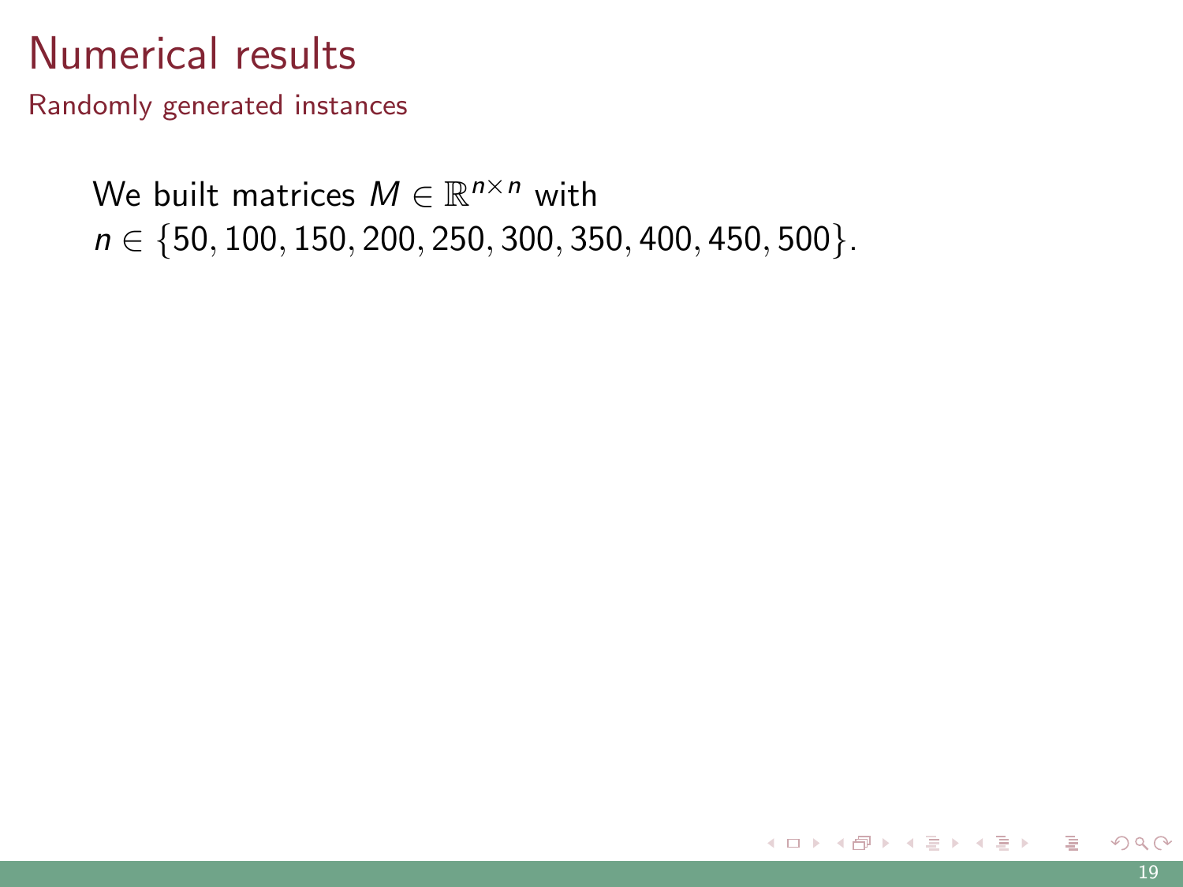# Numerical results

## Randomly generated instances

We built matrices $M \in \mathbb{R}^{n \times n}$ with $n \in \{50, 100, 150, 200, 250, 300, 350, 400, 450, 500\}$.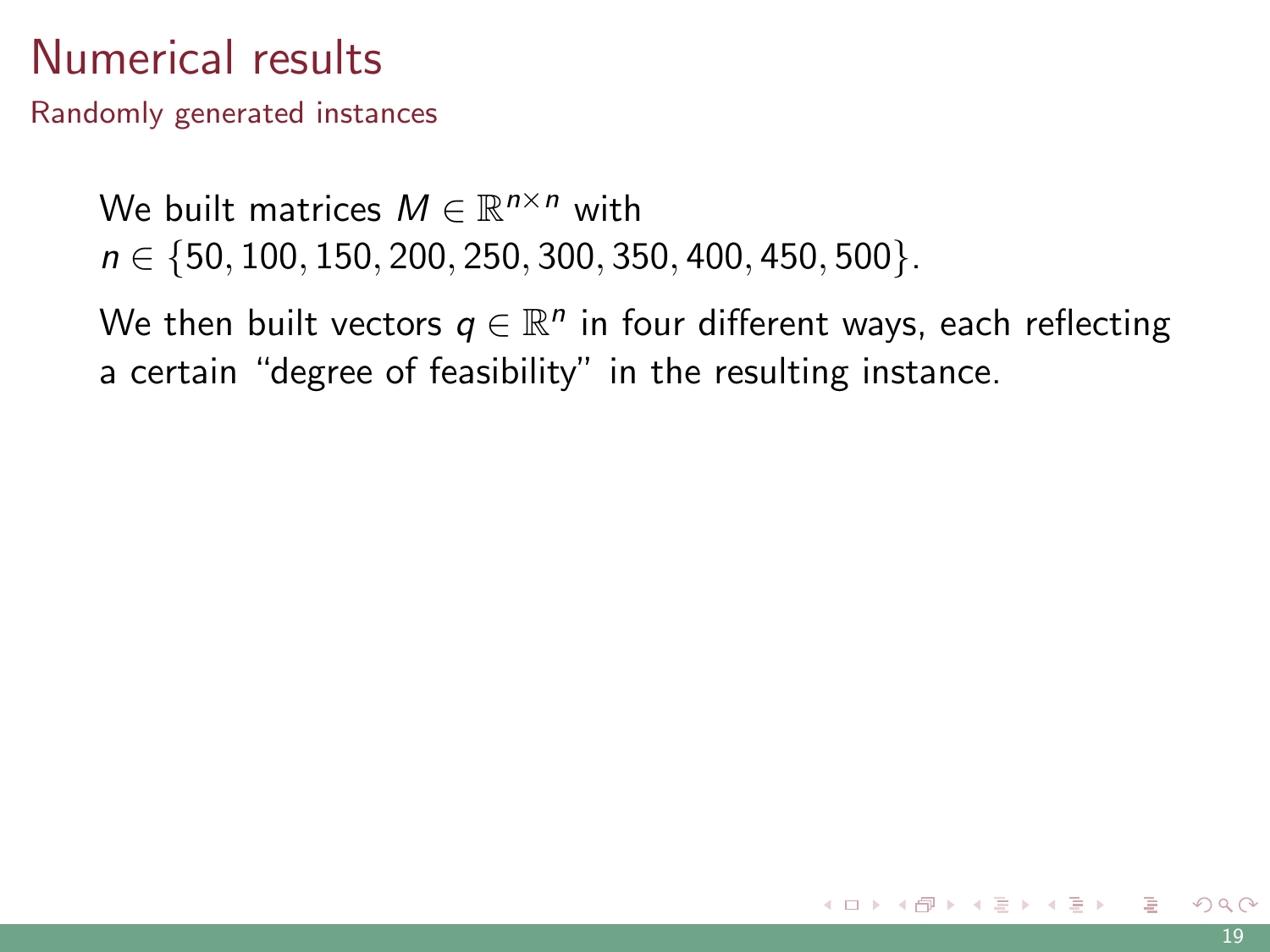# Numerical results

## Randomly generated instances

We built matrices $M \in \mathbb{R}^{n \times n}$ with $n \in \{50, 100, 150, 200, 250, 300, 350, 400, 450, 500\}$.

We then built vectors $q \in \mathbb{R}^n$ in four different ways, each reflecting a certain "degree of feasibility" in the resulting instance.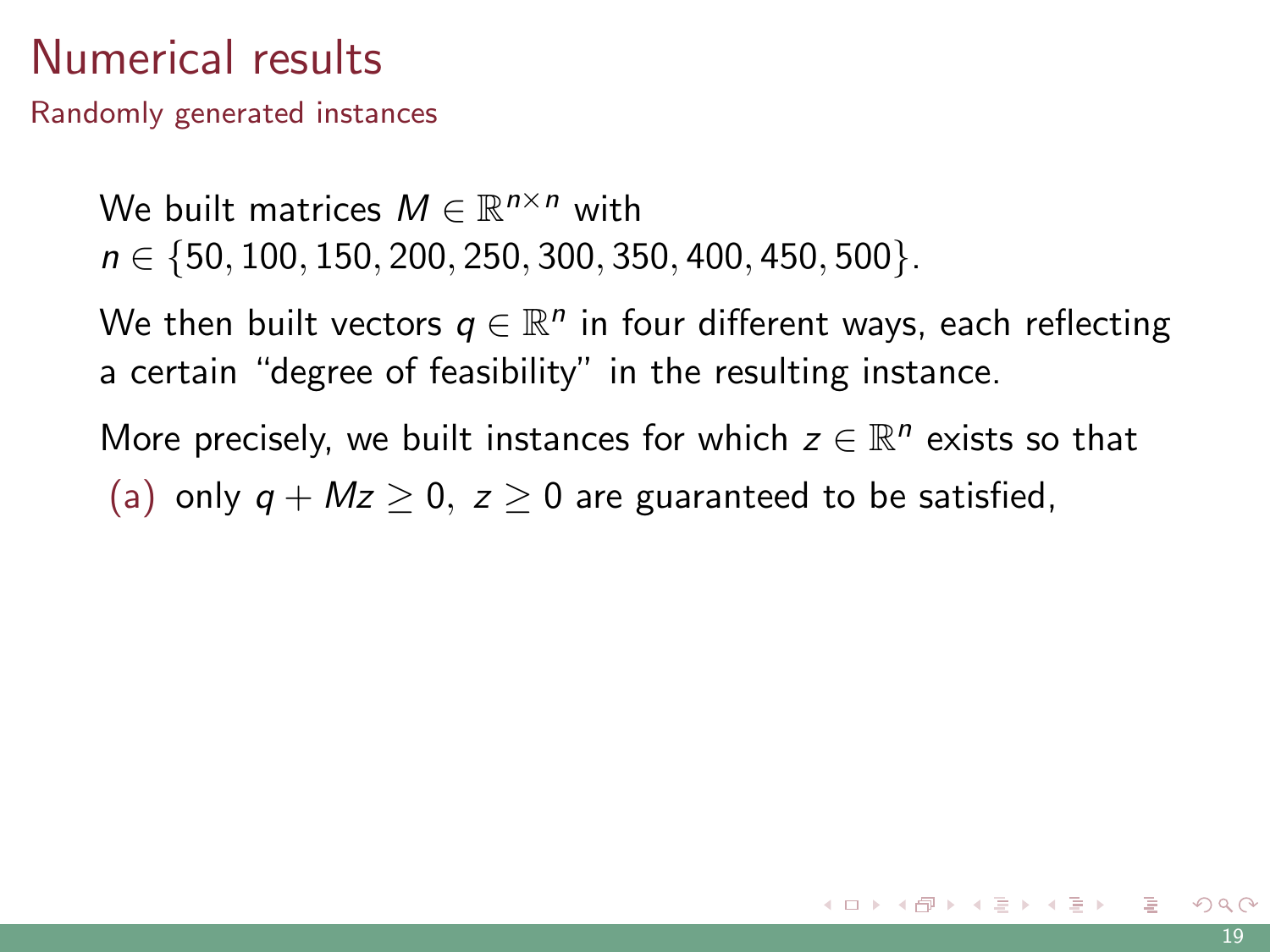# Numerical results

## Randomly generated instances

We built matrices $M \in \mathbb{R}^{n \times n}$ with $n \in \{50, 100, 150, 200, 250, 300, 350, 400, 450, 500\}$.

We then built vectors $q \in \mathbb{R}^n$ in four different ways, each reflecting a certain "degree of feasibility" in the resulting instance.

More precisely, we built instances for which $z \in \mathbb{R}^n$ exists so that

(a) only $q + Mz \geq 0, \ z \geq 0$ are guaranteed to be satisfied,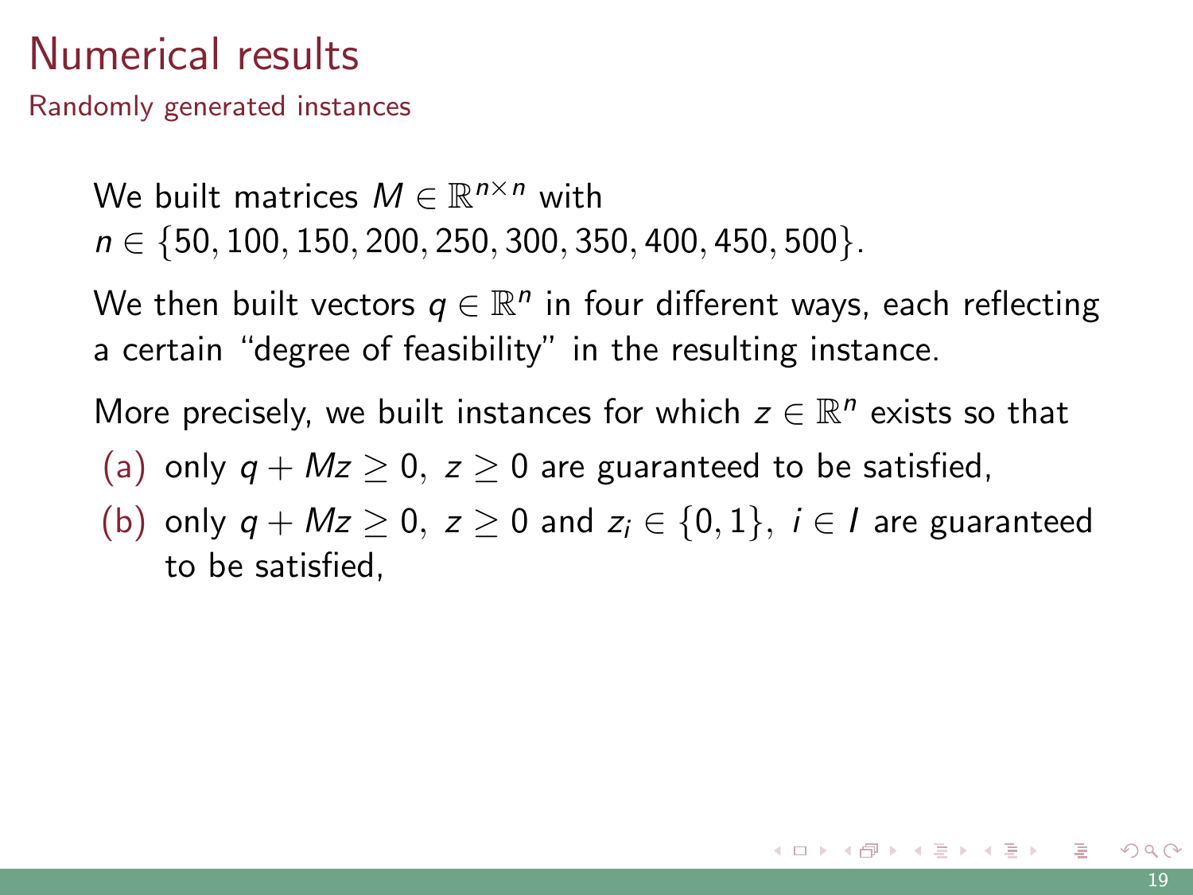# Numerical results

## Randomly generated instances

We built matrices $M \in \mathbb{R}^{n \times n}$ with $n \in \{50, 100, 150, 200, 250, 300, 350, 400, 450, 500\}$.

We then built vectors $q \in \mathbb{R}^n$ in four different ways, each reflecting a certain "degree of feasibility" in the resulting instance.

More precisely, we built instances for which $z \in \mathbb{R}^n$ exists so that

(a) only $q + Mz \geq 0, \ z \geq 0$ are guaranteed to be satisfied,

(b) only $q + Mz \geq 0, \ z \geq 0$ and $z_i \in \{0, 1\}, \ i \in I$ are guaranteed to be satisfied,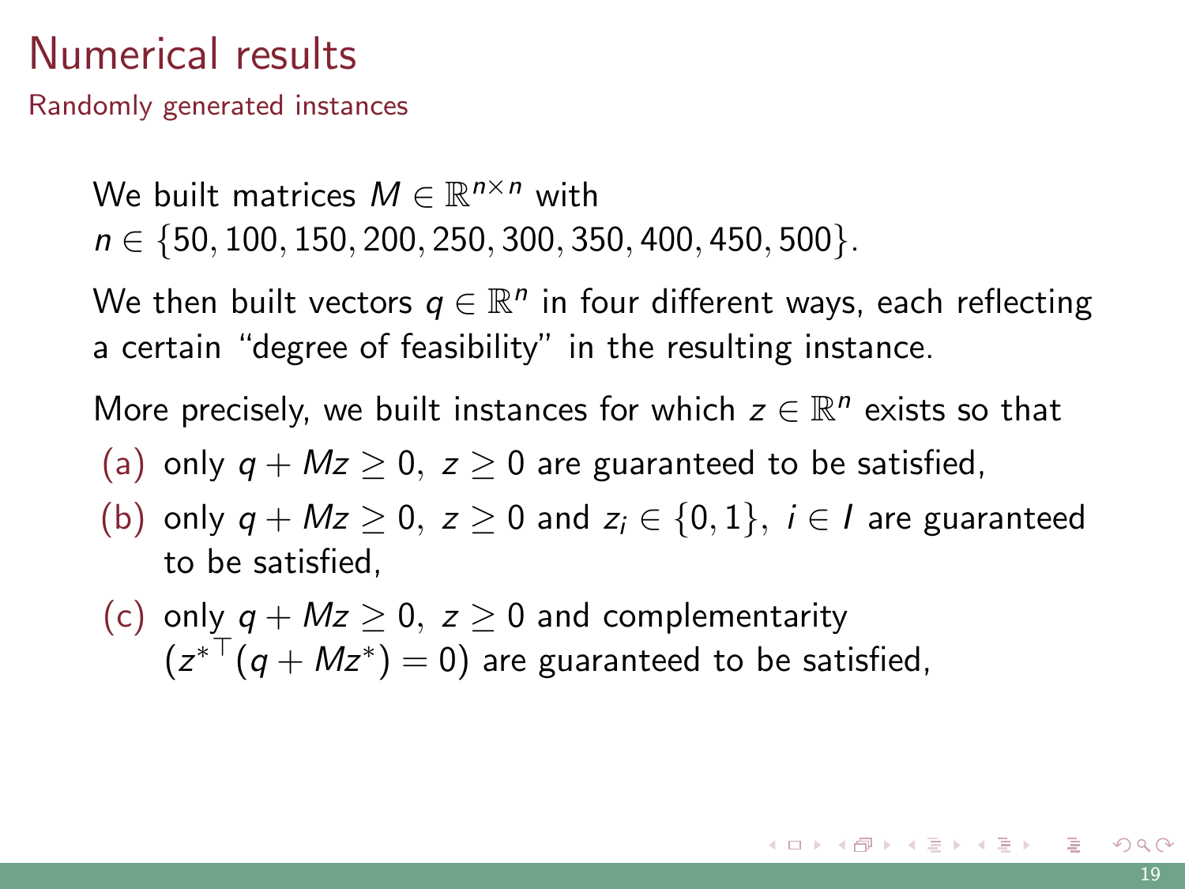# Numerical results

## Randomly generated instances

We built matrices $M \in \mathbb{R}^{n \times n}$ with $n \in \{50, 100, 150, 200, 250, 300, 350, 400, 450, 500\}$.

We then built vectors $q \in \mathbb{R}^n$ in four different ways, each reflecting a certain "degree of feasibility" in the resulting instance.

More precisely, we built instances for which $z \in \mathbb{R}^n$ exists so that

(a) only $q + Mz \geq 0,\ z \geq 0$ are guaranteed to be satisfied,

(b) only $q + Mz \geq 0,\ z \geq 0$ and $z_i \in \{0, 1\},\ i \in I$ are guaranteed to be satisfied,

(c) only $q + Mz \geq 0,\ z \geq 0$ and complementarity $({z^*}^\top (q + Mz^*) = 0)$ are guaranteed to be satisfied,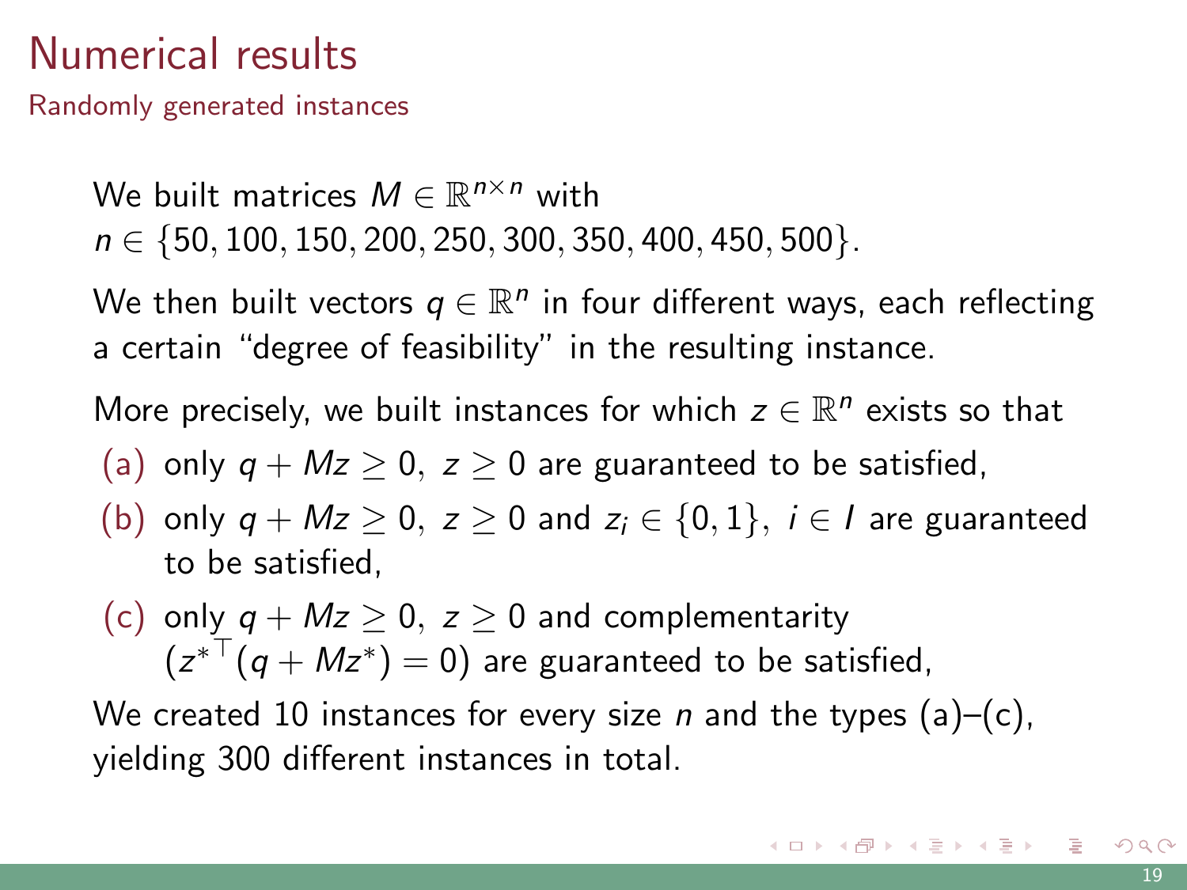# Numerical results

## Randomly generated instances

We built matrices $M \in \mathbb{R}^{n \times n}$ with $n \in \{50, 100, 150, 200, 250, 300, 350, 400, 450, 500\}$.

We then built vectors $q \in \mathbb{R}^n$ in four different ways, each reflecting a certain "degree of feasibility" in the resulting instance.

More precisely, we built instances for which $z \in \mathbb{R}^n$ exists so that

(a) only $q + Mz \geq 0, \ z \geq 0$ are guaranteed to be satisfied,

(b) only $q + Mz \geq 0, \ z \geq 0$ and $z_i \in \{0, 1\}, \ i \in I$ are guaranteed to be satisfied,

(c) only $q + Mz \geq 0, \ z \geq 0$ and complementarity $({z^*}^\top (q + Mz^*) = 0)$ are guaranteed to be satisfied,

We created 10 instances for every size $n$ and the types (a)–(c), yielding 300 different instances in total.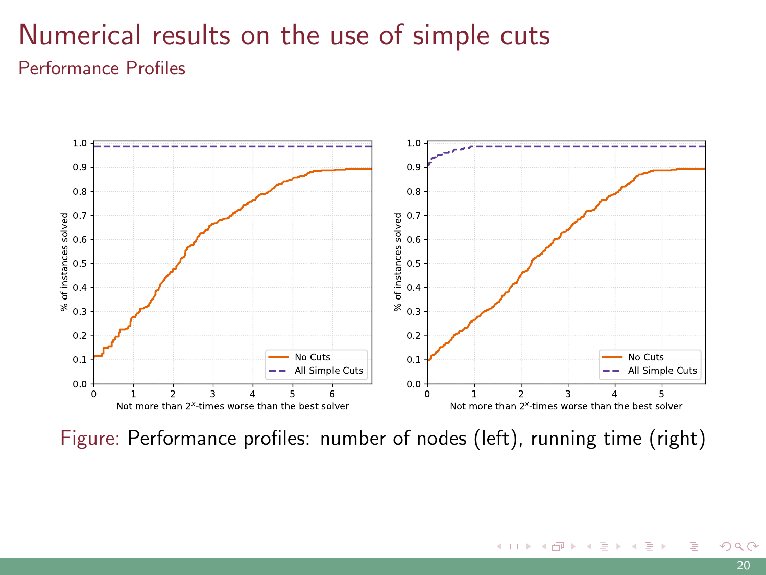# Numerical results on the use of simple cuts

## Performance Profiles

Figure: Performance profiles: number of nodes (left), running time (right)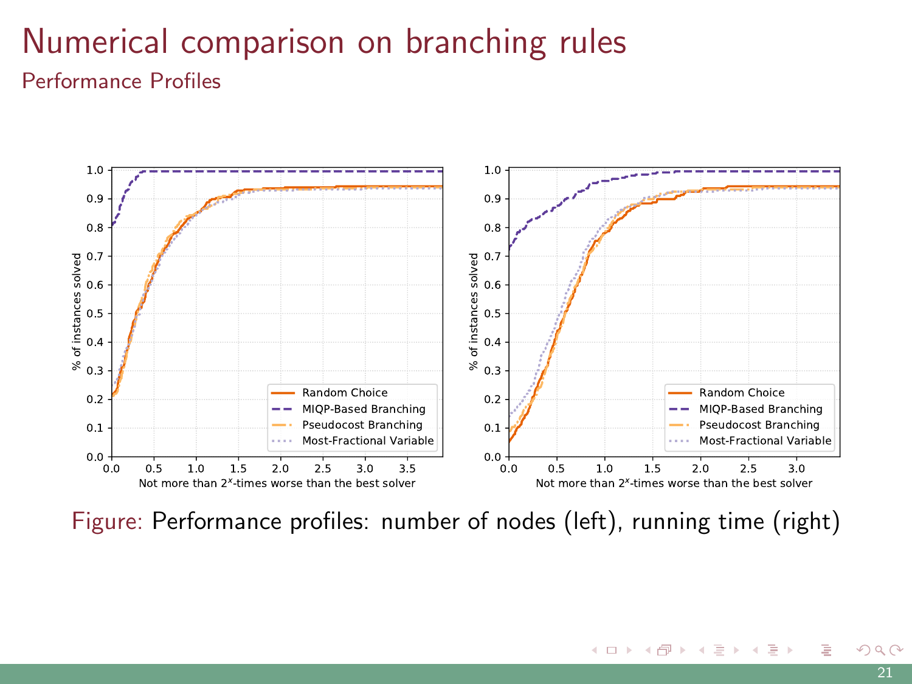# Numerical comparison on branching rules

## Performance Profiles

Figure: Performance profiles: number of nodes (left), running time (right)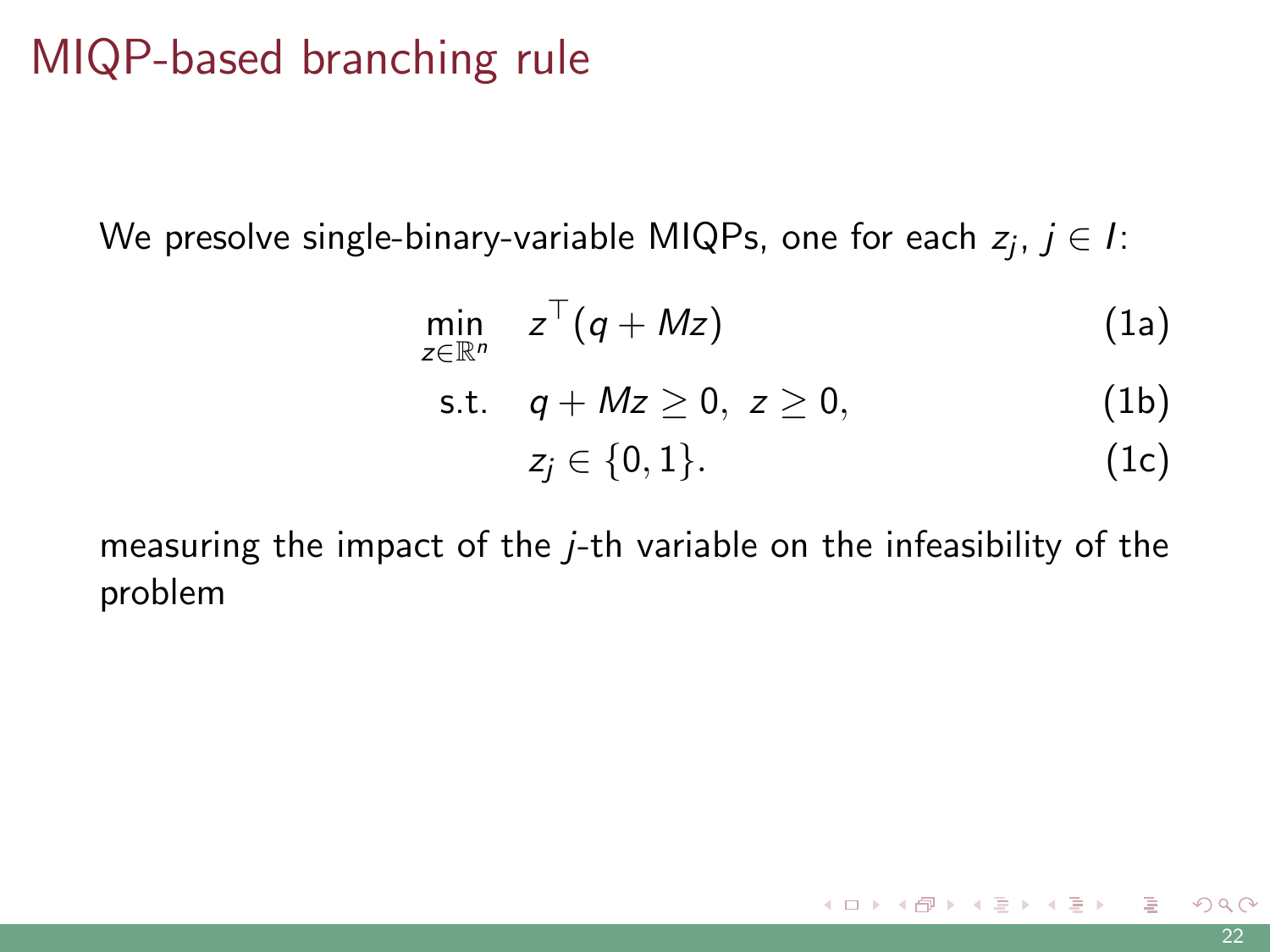# MIQP-based branching rule

We presolve single-binary-variable MIQPs, one for each $z_j$, $j \in I$:

$$
\begin{aligned}
\min_{z \in \mathbb{R}^n} \quad & z^\top (q + Mz) && \text{(1a)} \\
\text{s.t.} \quad & q + Mz \geq 0, \; z \geq 0, && \text{(1b)} \\
& z_j \in \{0, 1\}. && \text{(1c)}
\end{aligned}
$$

measuring the impact of the $j$-th variable on the infeasibility of the problem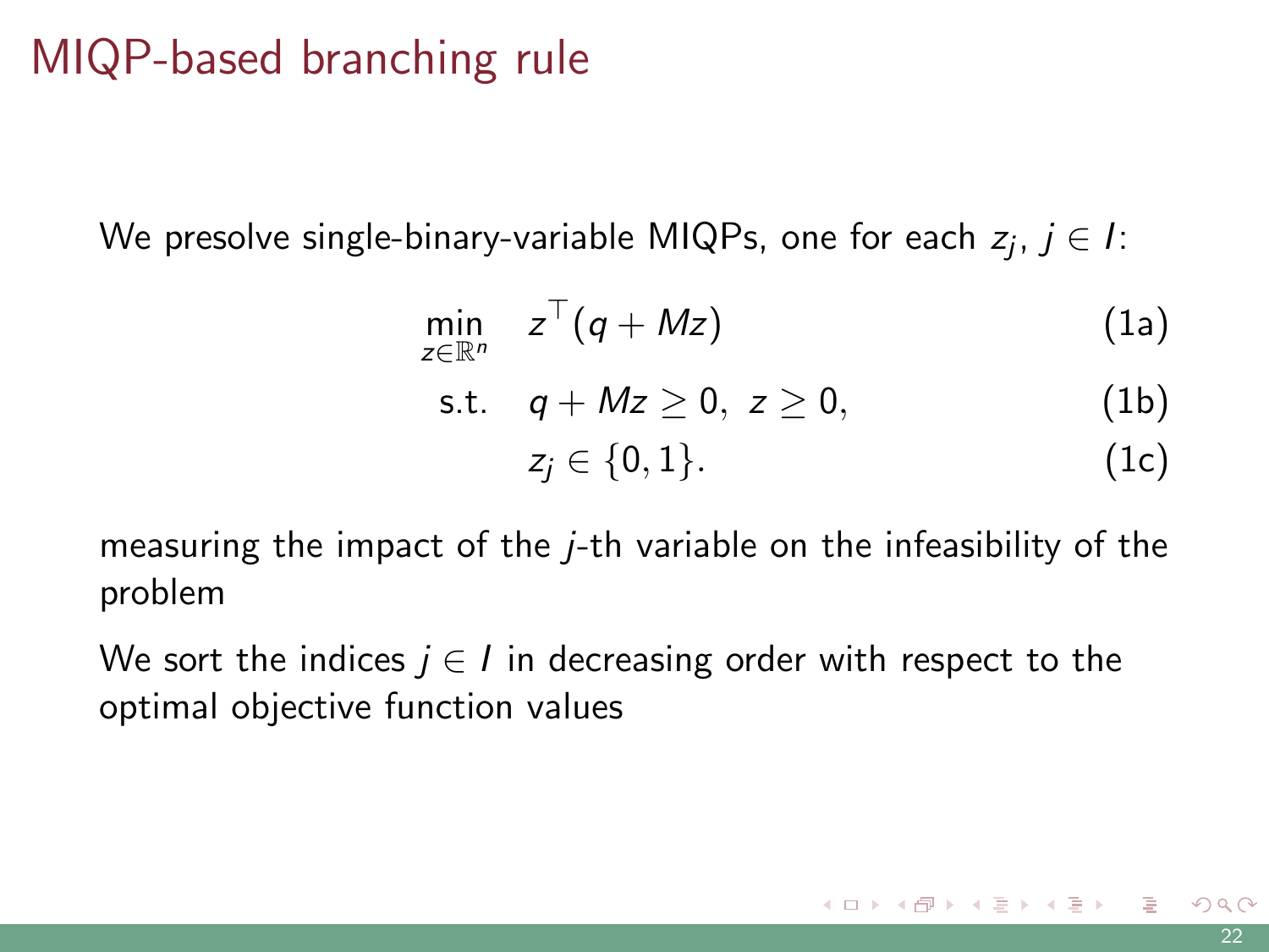# MIQP-based branching rule

We presolve single-binary-variable MIQPs, one for each $z_j$, $j \in I$:

$$
\begin{aligned}
\min_{z \in \mathbb{R}^n} \quad & z^\top (q + Mz) && \text{(1a)} \\
\text{s.t.} \quad & q + Mz \geq 0, \ z \geq 0, && \text{(1b)} \\
& z_j \in \{0, 1\}. && \text{(1c)}
\end{aligned}
$$

measuring the impact of the $j$-th variable on the infeasibility of the problem

We sort the indices $j \in I$ in decreasing order with respect to the optimal objective function values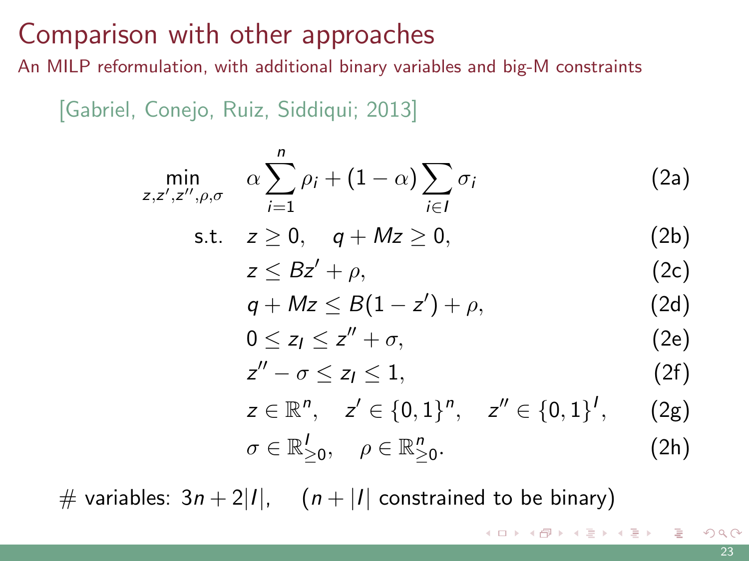# Comparison with other approaches

An MILP reformulation, with additional binary variables and big-M constraints

[Gabriel, Conejo, Ruiz, Siddiqui; 2013]

$$
\begin{aligned}
\min_{z,z',z'',\rho,\sigma} \quad & \alpha \sum_{i=1}^{n} \rho_i + (1-\alpha) \sum_{i \in I} \sigma_i && \text{(2a)} \\
\text{s.t.} \quad & z \geq 0, \quad q + Mz \geq 0, && \text{(2b)} \\
& z \leq Bz' + \rho, && \text{(2c)} \\
& q + Mz \leq B(1 - z') + \rho, && \text{(2d)} \\
& 0 \leq z_I \leq z'' + \sigma, && \text{(2e)} \\
& z'' - \sigma \leq z_I \leq 1, && \text{(2f)} \\
& z \in \mathbb{R}^n, \quad z' \in \{0,1\}^n, \quad z'' \in \{0,1\}^I, && \text{(2g)} \\
& \sigma \in \mathbb{R}^I_{\geq 0}, \quad \rho \in \mathbb{R}^n_{\geq 0}. && \text{(2h)}
\end{aligned}
$$

\# variables: $3n + 2|I|$, $\quad$ ($n + |I|$ constrained to be binary)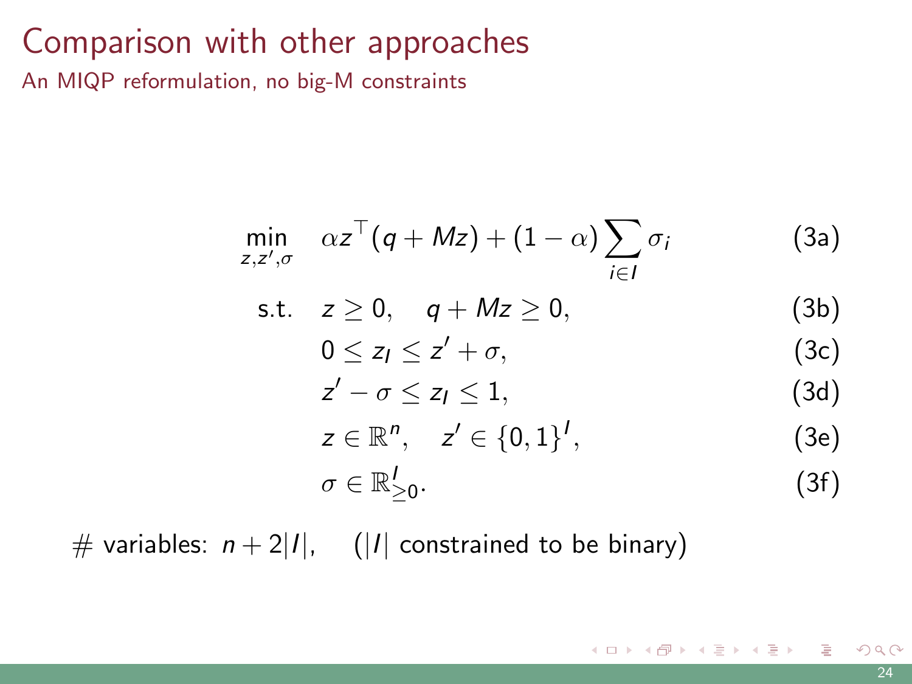# Comparison with other approaches

## An MIQP reformulation, no big-M constraints

$$
\begin{aligned}
\min_{z, z', \sigma} \quad & \alpha z^\top (q + Mz) + (1 - \alpha) \sum_{i \in I} \sigma_i && \text{(3a)} \\
\text{s.t.} \quad & z \geq 0, \quad q + Mz \geq 0, && \text{(3b)} \\
& 0 \leq z_I \leq z' + \sigma, && \text{(3c)} \\
& z' - \sigma \leq z_I \leq 1, && \text{(3d)} \\
& z \in \mathbb{R}^n, \quad z' \in \{0, 1\}^I, && \text{(3e)} \\
& \sigma \in \mathbb{R}^I_{\geq 0}. && \text{(3f)}
\end{aligned}
$$

\# variables: $n + 2|I|$, $\quad$ ($|I|$ constrained to be binary)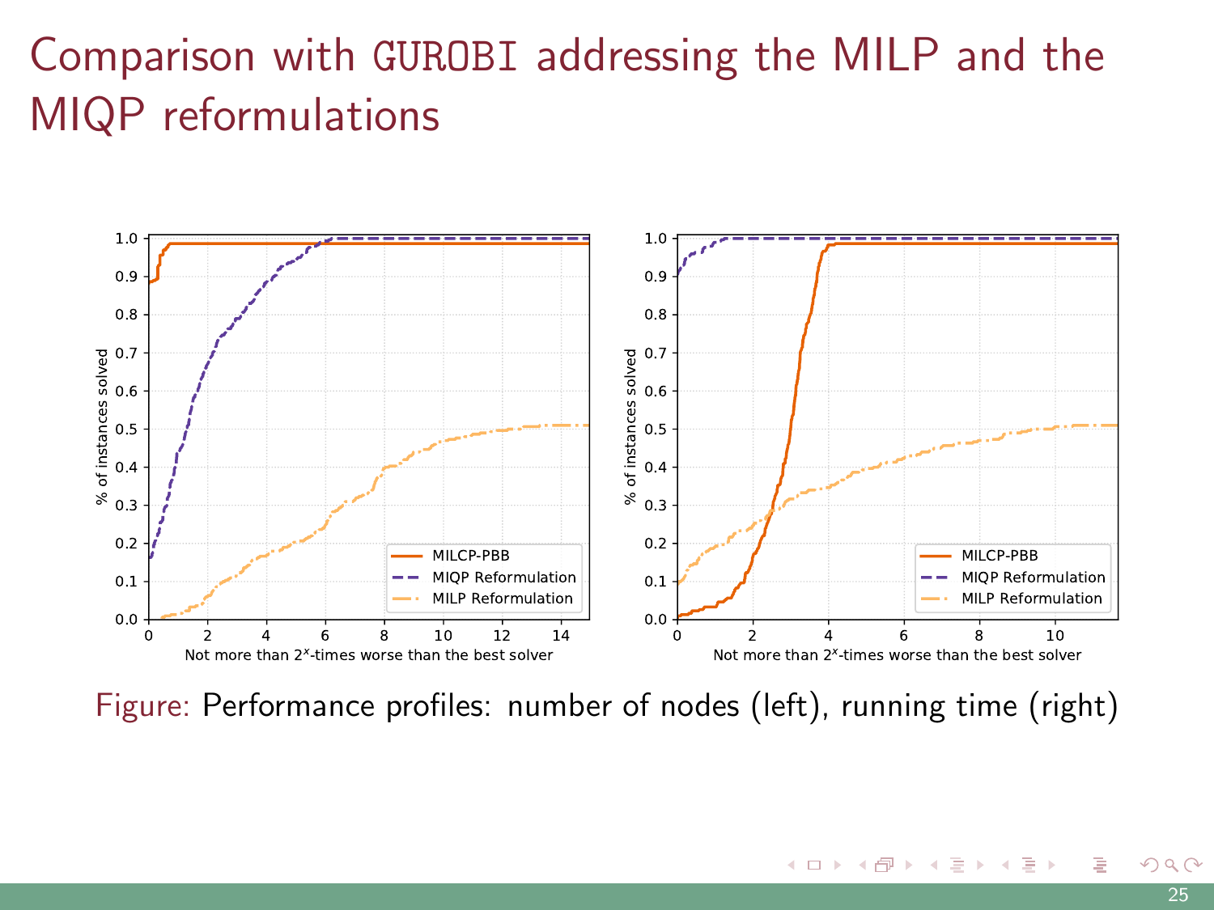# Comparison with GUROBI addressing the MILP and the MIQP reformulations

Figure: Performance profiles: number of nodes (left), running time (right)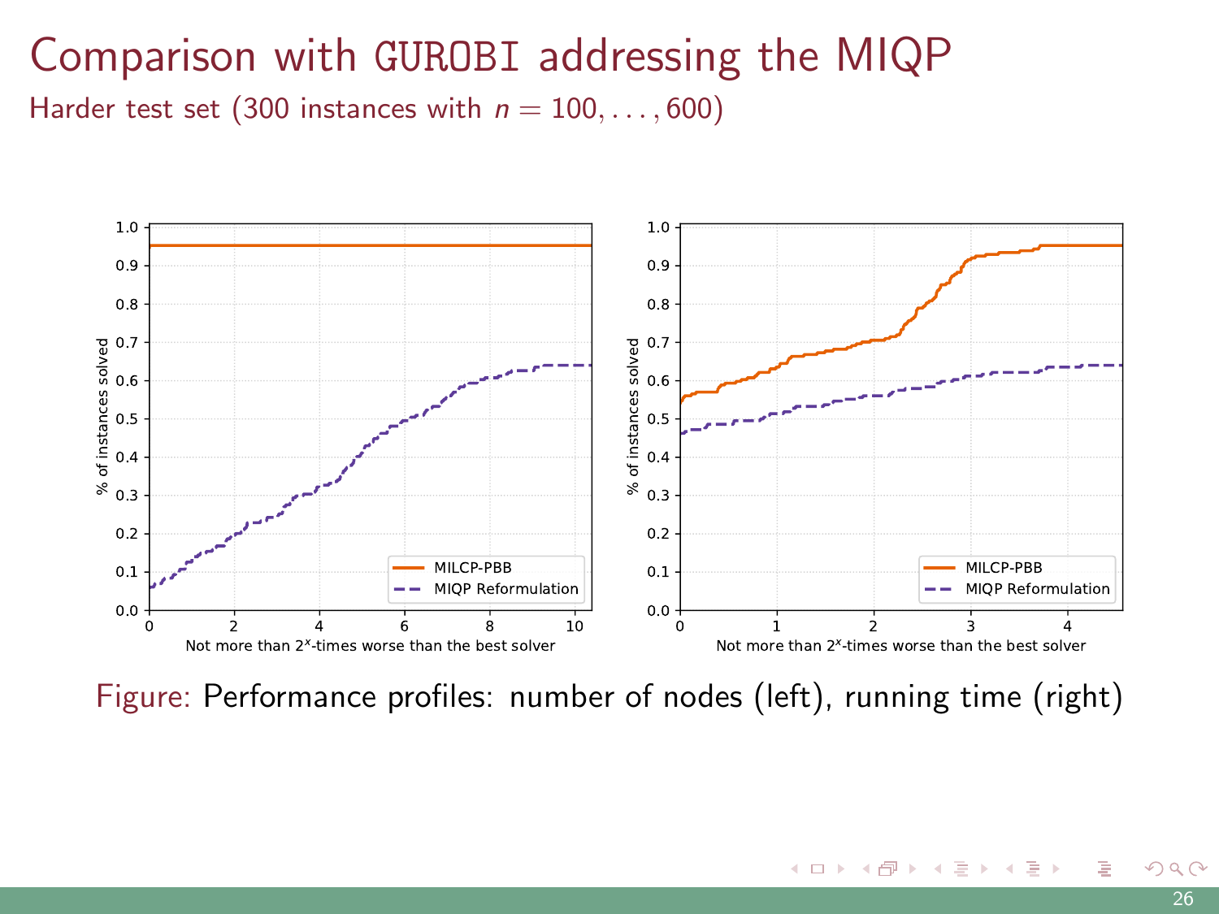# Comparison with GUROBI addressing the MIQP

Harder test set (300 instances with $n = 100, \ldots, 600$)

Figure: Performance profiles: number of nodes (left), running time (right)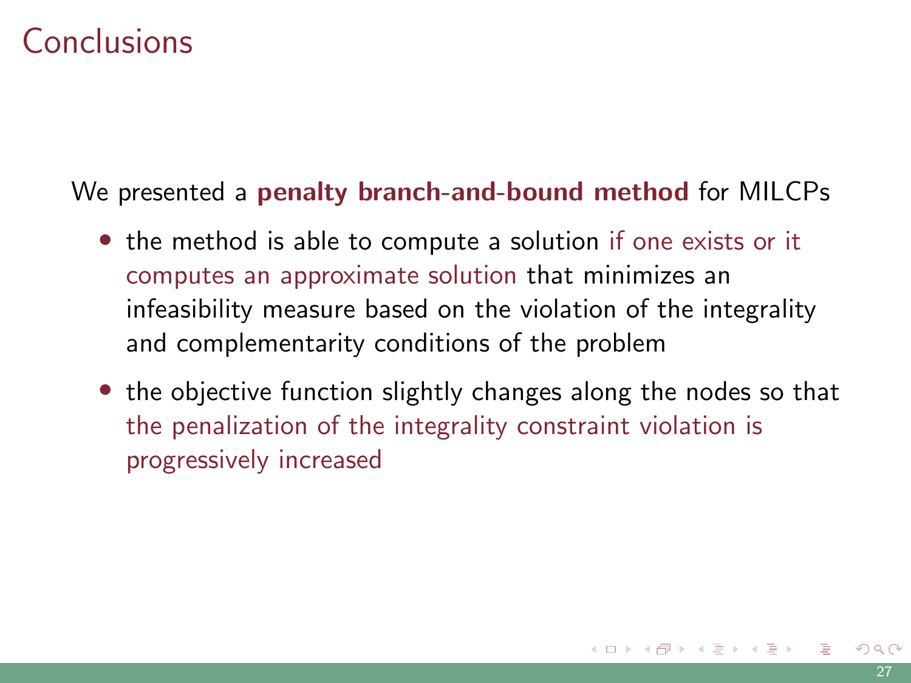# Conclusions

We presented a **penalty branch-and-bound method** for MILCPs

- the method is able to compute a solution if one exists or it computes an approximate solution that minimizes an infeasibility measure based on the violation of the integrality and complementarity conditions of the problem
- the objective function slightly changes along the nodes so that the penalization of the integrality constraint violation is progressively increased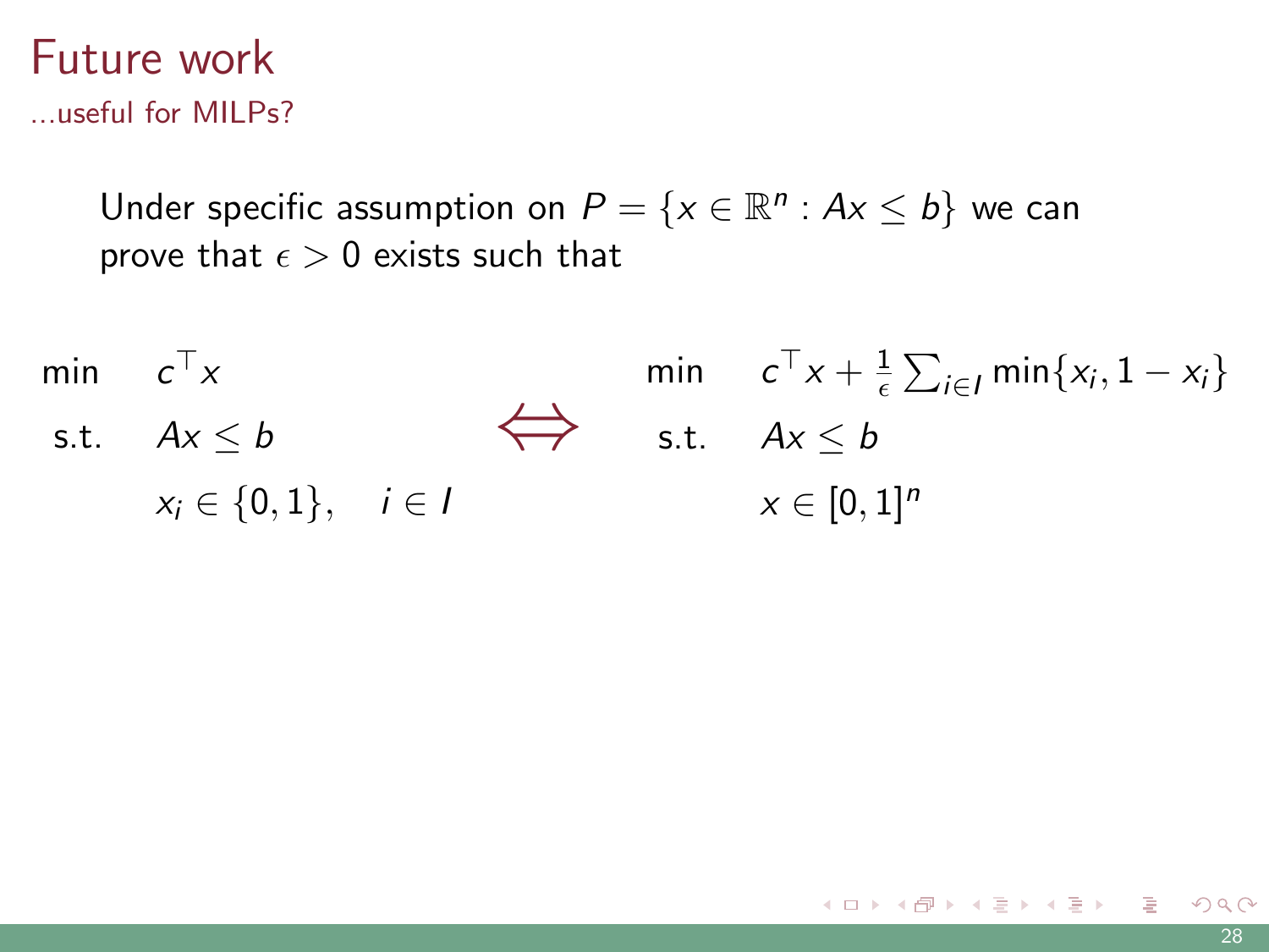# Future work

...useful for MILPs?

Under specific assumption on $P = \{x \in \mathbb{R}^n : Ax \leq b\}$ we can prove that $\epsilon > 0$ exists such that

$$
\begin{array}{llcll}
\min & c^\top x & & \min & c^\top x + \frac{1}{\epsilon} \sum_{i \in I} \min\{x_i, 1 - x_i\} \\
\text{s.t.} & Ax \leq b & \Longleftrightarrow & \text{s.t.} & Ax \leq b \\
& x_i \in \{0, 1\}, \quad i \in I & & & x \in [0, 1]^n
\end{array}
$$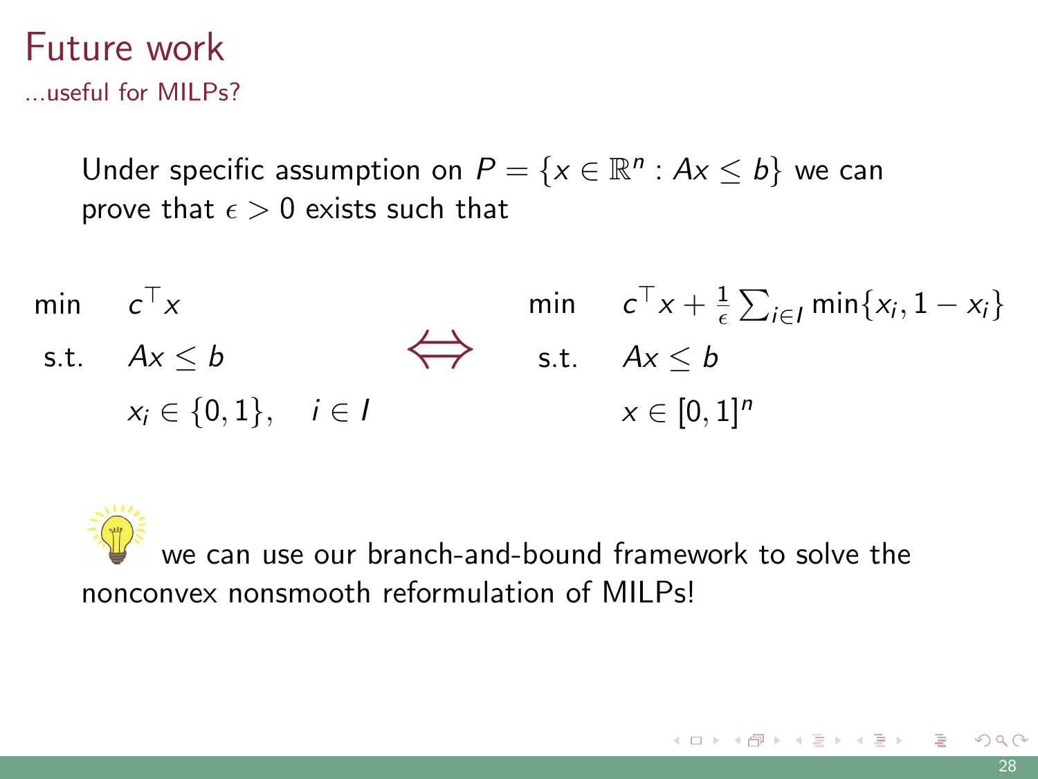# Future work

...useful for MILPs?

Under specific assumption on $P = \{x \in \mathbb{R}^n : Ax \leq b\}$ we can prove that $\epsilon > 0$ exists such that

$$
\begin{array}{lll}
\min & c^\top x & \\
\text{s.t.} & Ax \leq b & \\
& x_i \in \{0,1\}, \quad i \in I &
\end{array}
\quad \Longleftrightarrow \quad
\begin{array}{ll}
\min & c^\top x + \frac{1}{\epsilon} \sum_{i \in I} \min\{x_i, 1 - x_i\} \\
\text{s.t.} & Ax \leq b \\
& x \in [0,1]^n
\end{array}
$$

we can use our branch-and-bound framework to solve the nonconvex nonsmooth reformulation of MILPs!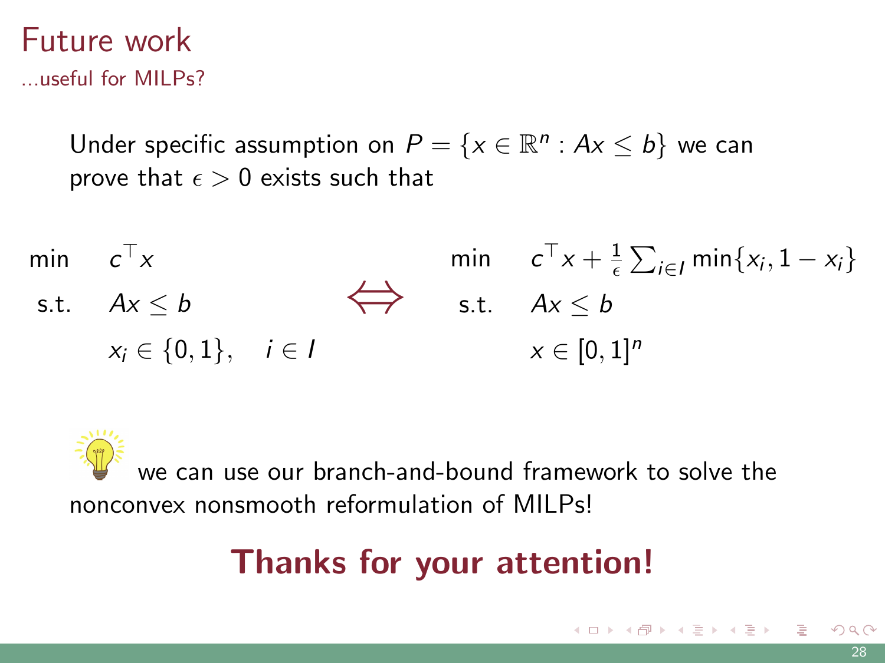# Future work

...useful for MILPs?

Under specific assumption on $P = \{x \in \mathbb{R}^n : Ax \leq b\}$ we can prove that $\epsilon > 0$ exists such that

$$
\begin{aligned}
\min \quad & c^\top x \\
\text{s.t.} \quad & Ax \leq b \\
& x_i \in \{0,1\}, \quad i \in I
\end{aligned}
\quad \Longleftrightarrow \quad
\begin{aligned}
\min \quad & c^\top x + \frac{1}{\epsilon} \sum_{i \in I} \min\{x_i, 1 - x_i\} \\
\text{s.t.} \quad & Ax \leq b \\
& x \in [0,1]^n
\end{aligned}
$$

we can use our branch-and-bound framework to solve the nonconvex nonsmooth reformulation of MILPs!

**Thanks for your attention!**